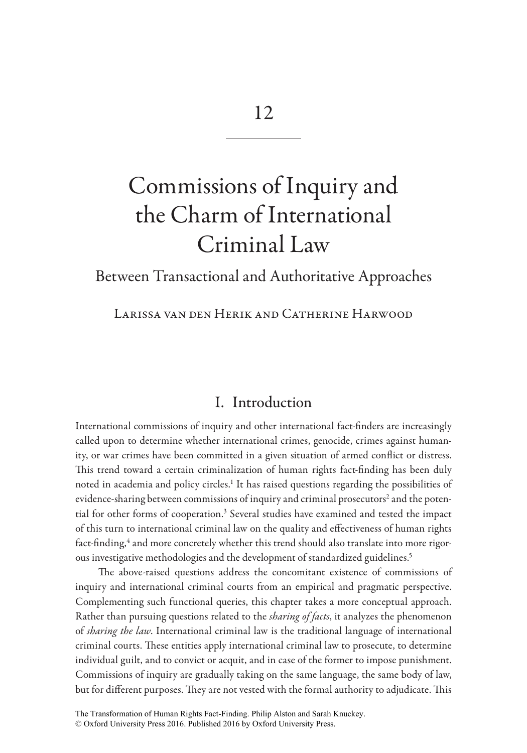12

# Commissions of Inquiry and the Charm of International Criminal Law

## Between Transactional and Authoritative Approaches

Larissa van den Herik and Catherine Harwood

## I. Introduction

International commissions of inquiry and other international fact-finders are increasingly called upon to determine whether international crimes, genocide, crimes against humanity, or war crimes have been committed in a given situation of armed conflict or distress. This trend toward a certain criminalization of human rights fact-finding has been duly noted in academia and policy circles.[1] It has raised questions regarding the possibilities of evidence-sharing between commissions of inquiry and criminal prosecutors[2] and the potential for other forms of cooperation.[3] Several studies have examined and tested the impact of this turn to international criminal law on the quality and effectiveness of human rights fact-finding,[4] and more concretely whether this trend should also translate into more rigorous investigative methodologies and the development of standardized guidelines.[5]

The above-raised questions address the concomitant existence of commissions of inquiry and international criminal courts from an empirical and pragmatic perspective. Complementing such functional queries, this chapter takes a more conceptual approach. Rather than pursuing questions related to the *sharing of facts*, it analyzes the phenomenon of *sharing the law*. International criminal law is the traditional language of international criminal courts. These entities apply international criminal law to prosecute, to determine individual guilt, and to convict or acquit, and in case of the former to impose punishment. Commissions of inquiry are gradually taking on the same language, the same body of law, but for different purposes. They are not vested with the formal authority to adjudicate. This

The Transformation of Human Rights Fact-Finding. Philip Alston and Sarah Knuckey.
© Oxford University Press 2016. Published 2016 by Oxford University Press.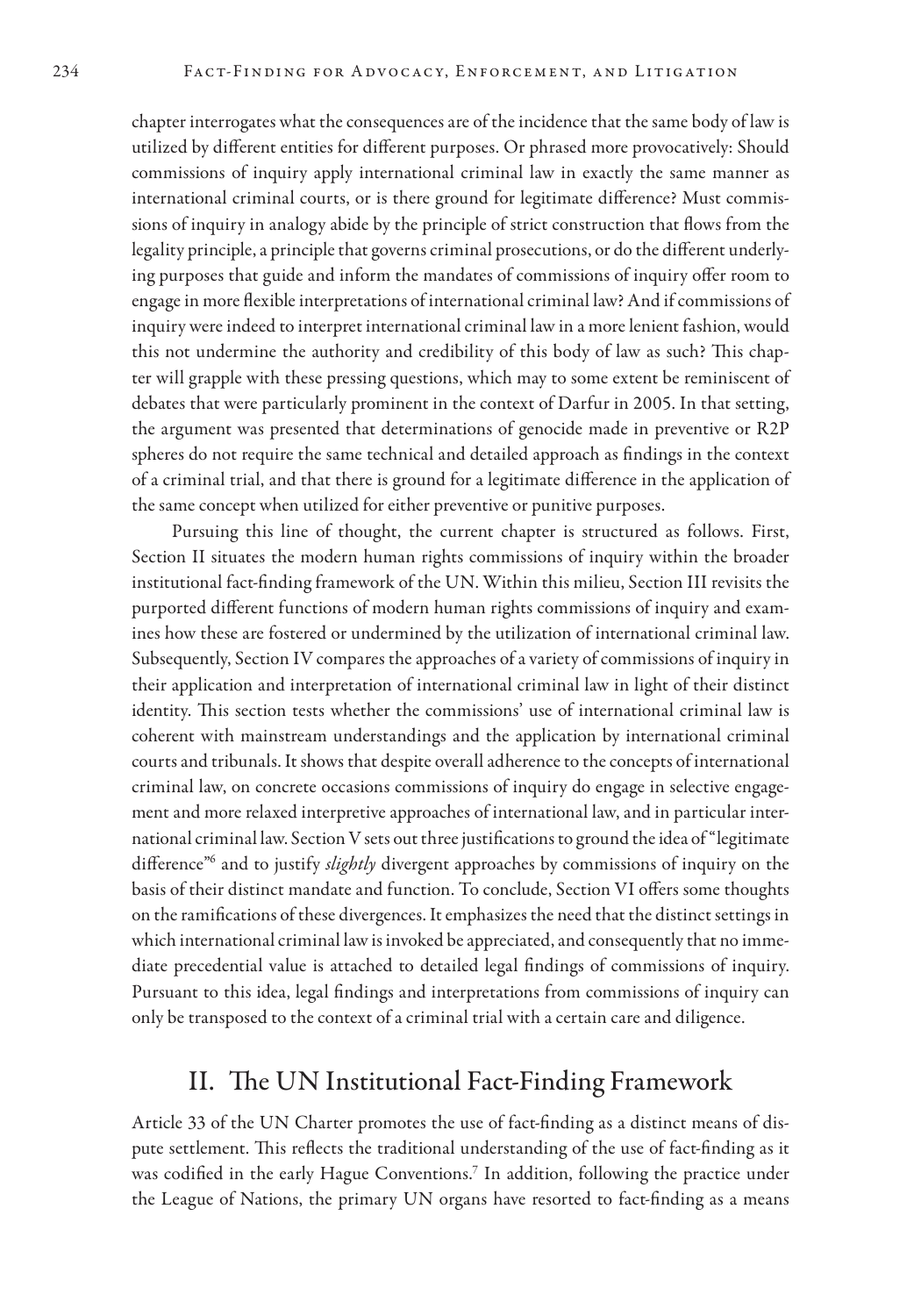chapter interrogates what the consequences are of the incidence that the same body of law is utilized by different entities for different purposes. Or phrased more provocatively: Should commissions of inquiry apply international criminal law in exactly the same manner as international criminal courts, or is there ground for legitimate difference? Must commissions of inquiry in analogy abide by the principle of strict construction that flows from the legality principle, a principle that governs criminal prosecutions, or do the different underlying purposes that guide and inform the mandates of commissions of inquiry offer room to engage in more flexible interpretations of international criminal law? And if commissions of inquiry were indeed to interpret international criminal law in a more lenient fashion, would this not undermine the authority and credibility of this body of law as such? This chapter will grapple with these pressing questions, which may to some extent be reminiscent of debates that were particularly prominent in the context of Darfur in 2005. In that setting, the argument was presented that determinations of genocide made in preventive or R2P spheres do not require the same technical and detailed approach as findings in the context of a criminal trial, and that there is ground for a legitimate difference in the application of the same concept when utilized for either preventive or punitive purposes.

Pursuing this line of thought, the current chapter is structured as follows. First, Section II situates the modern human rights commissions of inquiry within the broader institutional fact-finding framework of the UN. Within this milieu, Section III revisits the purported different functions of modern human rights commissions of inquiry and examines how these are fostered or undermined by the utilization of international criminal law. Subsequently, Section IV compares the approaches of a variety of commissions of inquiry in their application and interpretation of international criminal law in light of their distinct identity. This section tests whether the commissions' use of international criminal law is coherent with mainstream understandings and the application by international criminal courts and tribunals. It shows that despite overall adherence to the concepts of international criminal law, on concrete occasions commissions of inquiry do engage in selective engagement and more relaxed interpretive approaches of international law, and in particular international criminal law. Section V sets out three justifications to ground the idea of "legitimate difference"[6] and to justify *slightly* divergent approaches by commissions of inquiry on the basis of their distinct mandate and function. To conclude, Section VI offers some thoughts on the ramifications of these divergences. It emphasizes the need that the distinct settings in which international criminal law is invoked be appreciated, and consequently that no immediate precedential value is attached to detailed legal findings of commissions of inquiry. Pursuant to this idea, legal findings and interpretations from commissions of inquiry can only be transposed to the context of a criminal trial with a certain care and diligence.

## II. The UN Institutional Fact-Finding Framework

Article 33 of the UN Charter promotes the use of fact-finding as a distinct means of dispute settlement. This reflects the traditional understanding of the use of fact-finding as it was codified in the early Hague Conventions.[7] In addition, following the practice under the League of Nations, the primary UN organs have resorted to fact-finding as a means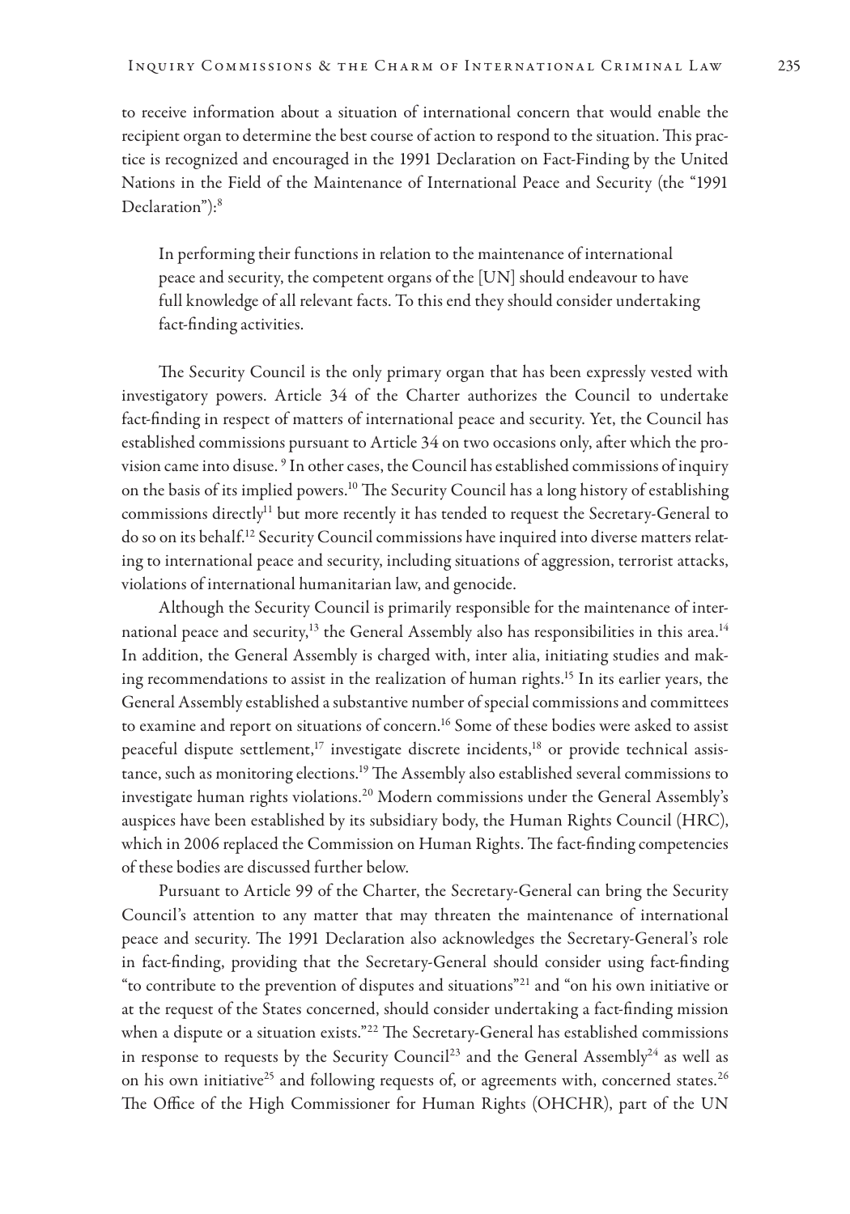to receive information about a situation of international concern that would enable the recipient organ to determine the best course of action to respond to the situation. This practice is recognized and encouraged in the 1991 Declaration on Fact-Finding by the United Nations in the Field of the Maintenance of International Peace and Security (the "1991 Declaration"):[8]

> In performing their functions in relation to the maintenance of international peace and security, the competent organs of the [UN] should endeavour to have full knowledge of all relevant facts. To this end they should consider undertaking fact-finding activities.

The Security Council is the only primary organ that has been expressly vested with investigatory powers. Article 34 of the Charter authorizes the Council to undertake fact-finding in respect of matters of international peace and security. Yet, the Council has established commissions pursuant to Article 34 on two occasions only, after which the provision came into disuse. [9] In other cases, the Council has established commissions of inquiry on the basis of its implied powers.[10] The Security Council has a long history of establishing commissions directly[11] but more recently it has tended to request the Secretary-General to do so on its behalf.[12] Security Council commissions have inquired into diverse matters relating to international peace and security, including situations of aggression, terrorist attacks, violations of international humanitarian law, and genocide.

Although the Security Council is primarily responsible for the maintenance of international peace and security,[13] the General Assembly also has responsibilities in this area.[14] In addition, the General Assembly is charged with, inter alia, initiating studies and making recommendations to assist in the realization of human rights.[15] In its earlier years, the General Assembly established a substantive number of special commissions and committees to examine and report on situations of concern.[16] Some of these bodies were asked to assist peaceful dispute settlement,[17] investigate discrete incidents,[18] or provide technical assistance, such as monitoring elections.[19] The Assembly also established several commissions to investigate human rights violations.[20] Modern commissions under the General Assembly's auspices have been established by its subsidiary body, the Human Rights Council (HRC), which in 2006 replaced the Commission on Human Rights. The fact-finding competencies of these bodies are discussed further below.

Pursuant to Article 99 of the Charter, the Secretary-General can bring the Security Council's attention to any matter that may threaten the maintenance of international peace and security. The 1991 Declaration also acknowledges the Secretary-General's role in fact-finding, providing that the Secretary-General should consider using fact-finding "to contribute to the prevention of disputes and situations"[21] and "on his own initiative or at the request of the States concerned, should consider undertaking a fact-finding mission when a dispute or a situation exists."[22] The Secretary-General has established commissions in response to requests by the Security Council[23] and the General Assembly[24] as well as on his own initiative[25] and following requests of, or agreements with, concerned states.[26] The Office of the High Commissioner for Human Rights (OHCHR), part of the UN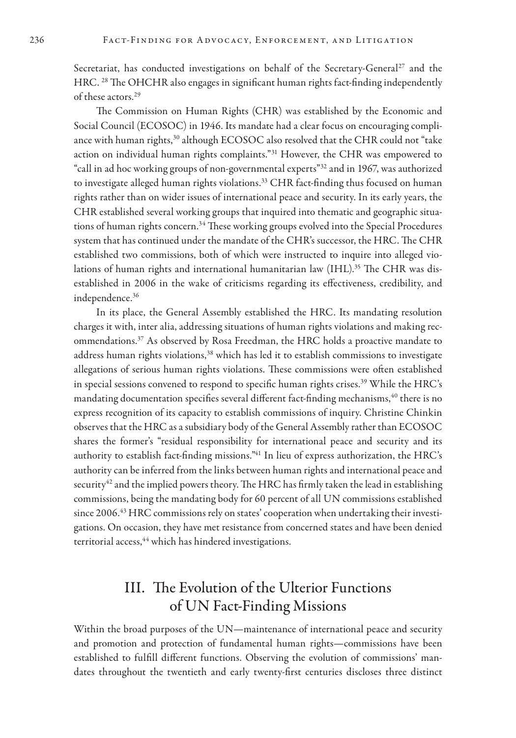Secretariat, has conducted investigations on behalf of the Secretary-General[27] and the HRC. [28] The OHCHR also engages in significant human rights fact-finding independently of these actors.[29]

The Commission on Human Rights (CHR) was established by the Economic and Social Council (ECOSOC) in 1946. Its mandate had a clear focus on encouraging compliance with human rights,[30] although ECOSOC also resolved that the CHR could not "take action on individual human rights complaints."[31] However, the CHR was empowered to "call in ad hoc working groups of non-governmental experts"[32] and in 1967, was authorized to investigate alleged human rights violations.[33] CHR fact-finding thus focused on human rights rather than on wider issues of international peace and security. In its early years, the CHR established several working groups that inquired into thematic and geographic situations of human rights concern.[34] These working groups evolved into the Special Procedures system that has continued under the mandate of the CHR's successor, the HRC. The CHR established two commissions, both of which were instructed to inquire into alleged violations of human rights and international humanitarian law (IHL).[35] The CHR was disestablished in 2006 in the wake of criticisms regarding its effectiveness, credibility, and independence.[36]

In its place, the General Assembly established the HRC. Its mandating resolution charges it with, inter alia, addressing situations of human rights violations and making recommendations.[37] As observed by Rosa Freedman, the HRC holds a proactive mandate to address human rights violations,[38] which has led it to establish commissions to investigate allegations of serious human rights violations. These commissions were often established in special sessions convened to respond to specific human rights crises.[39] While the HRC's mandating documentation specifies several different fact-finding mechanisms,[40] there is no express recognition of its capacity to establish commissions of inquiry. Christine Chinkin observes that the HRC as a subsidiary body of the General Assembly rather than ECOSOC shares the former's "residual responsibility for international peace and security and its authority to establish fact-finding missions."[41] In lieu of express authorization, the HRC's authority can be inferred from the links between human rights and international peace and security[42] and the implied powers theory. The HRC has firmly taken the lead in establishing commissions, being the mandating body for 60 percent of all UN commissions established since 2006.[43] HRC commissions rely on states' cooperation when undertaking their investigations. On occasion, they have met resistance from concerned states and have been denied territorial access,[44] which has hindered investigations.

## III. The Evolution of the Ulterior Functions of UN Fact-Finding Missions

Within the broad purposes of the UN—maintenance of international peace and security and promotion and protection of fundamental human rights—commissions have been established to fulfill different functions. Observing the evolution of commissions' mandates throughout the twentieth and early twenty-first centuries discloses three distinct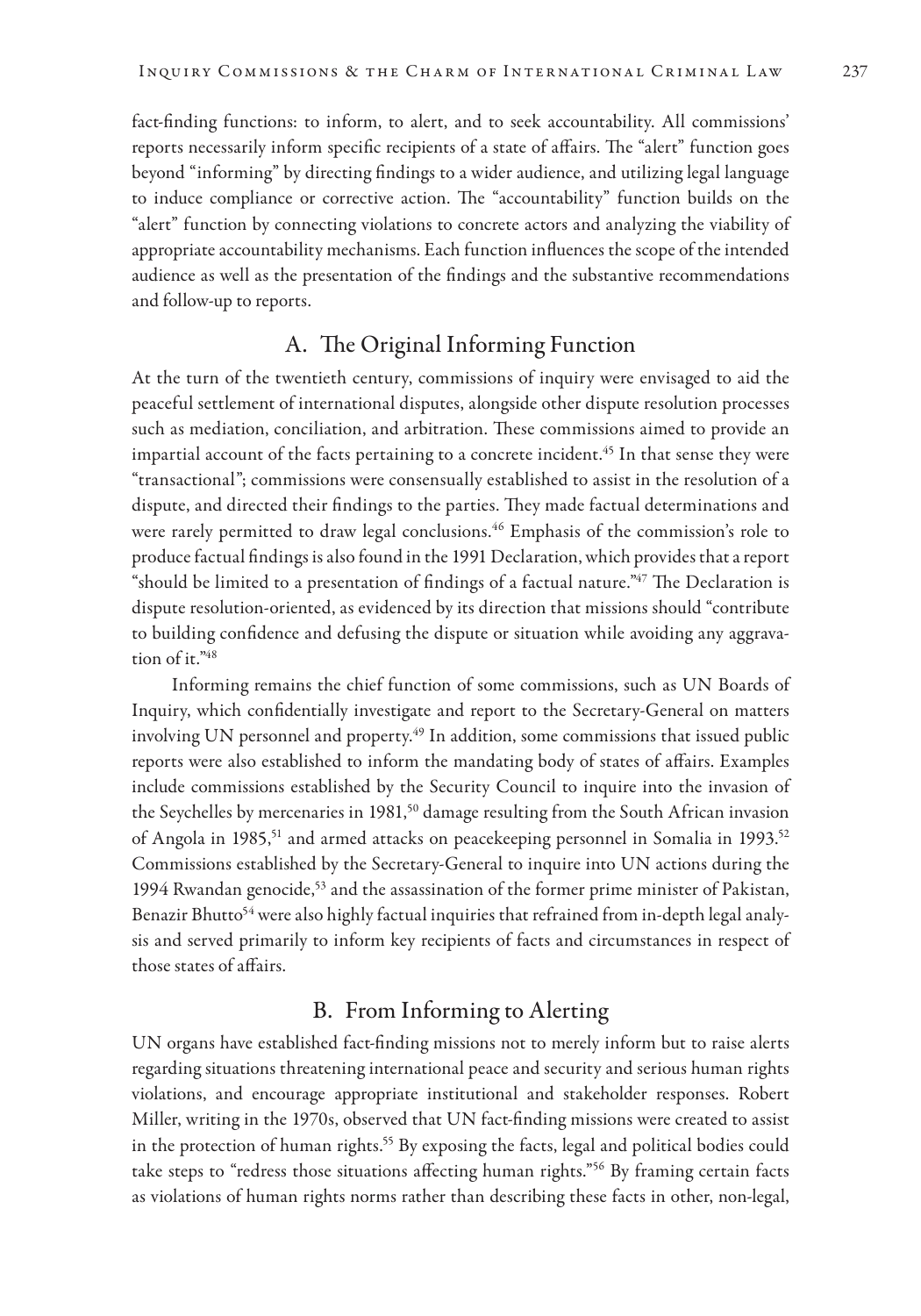fact-finding functions: to inform, to alert, and to seek accountability. All commissions' reports necessarily inform specific recipients of a state of affairs. The "alert" function goes beyond "informing" by directing findings to a wider audience, and utilizing legal language to induce compliance or corrective action. The "accountability" function builds on the "alert" function by connecting violations to concrete actors and analyzing the viability of appropriate accountability mechanisms. Each function influences the scope of the intended audience as well as the presentation of the findings and the substantive recommendations and follow-up to reports.

## A. The Original Informing Function

At the turn of the twentieth century, commissions of inquiry were envisaged to aid the peaceful settlement of international disputes, alongside other dispute resolution processes such as mediation, conciliation, and arbitration. These commissions aimed to provide an impartial account of the facts pertaining to a concrete incident.[45] In that sense they were "transactional"; commissions were consensually established to assist in the resolution of a dispute, and directed their findings to the parties. They made factual determinations and were rarely permitted to draw legal conclusions.[46] Emphasis of the commission's role to produce factual findings is also found in the 1991 Declaration, which provides that a report "should be limited to a presentation of findings of a factual nature."[47] The Declaration is dispute resolution-oriented, as evidenced by its direction that missions should "contribute to building confidence and defusing the dispute or situation while avoiding any aggravation of it."[48]

Informing remains the chief function of some commissions, such as UN Boards of Inquiry, which confidentially investigate and report to the Secretary-General on matters involving UN personnel and property.[49] In addition, some commissions that issued public reports were also established to inform the mandating body of states of affairs. Examples include commissions established by the Security Council to inquire into the invasion of the Seychelles by mercenaries in 1981,[50] damage resulting from the South African invasion of Angola in 1985,[51] and armed attacks on peacekeeping personnel in Somalia in 1993.[52] Commissions established by the Secretary-General to inquire into UN actions during the 1994 Rwandan genocide,[53] and the assassination of the former prime minister of Pakistan, Benazir Bhutto[54] were also highly factual inquiries that refrained from in-depth legal analysis and served primarily to inform key recipients of facts and circumstances in respect of those states of affairs.

## B. From Informing to Alerting

UN organs have established fact-finding missions not to merely inform but to raise alerts regarding situations threatening international peace and security and serious human rights violations, and encourage appropriate institutional and stakeholder responses. Robert Miller, writing in the 1970s, observed that UN fact-finding missions were created to assist in the protection of human rights.[55] By exposing the facts, legal and political bodies could take steps to "redress those situations affecting human rights."[56] By framing certain facts as violations of human rights norms rather than describing these facts in other, non-legal,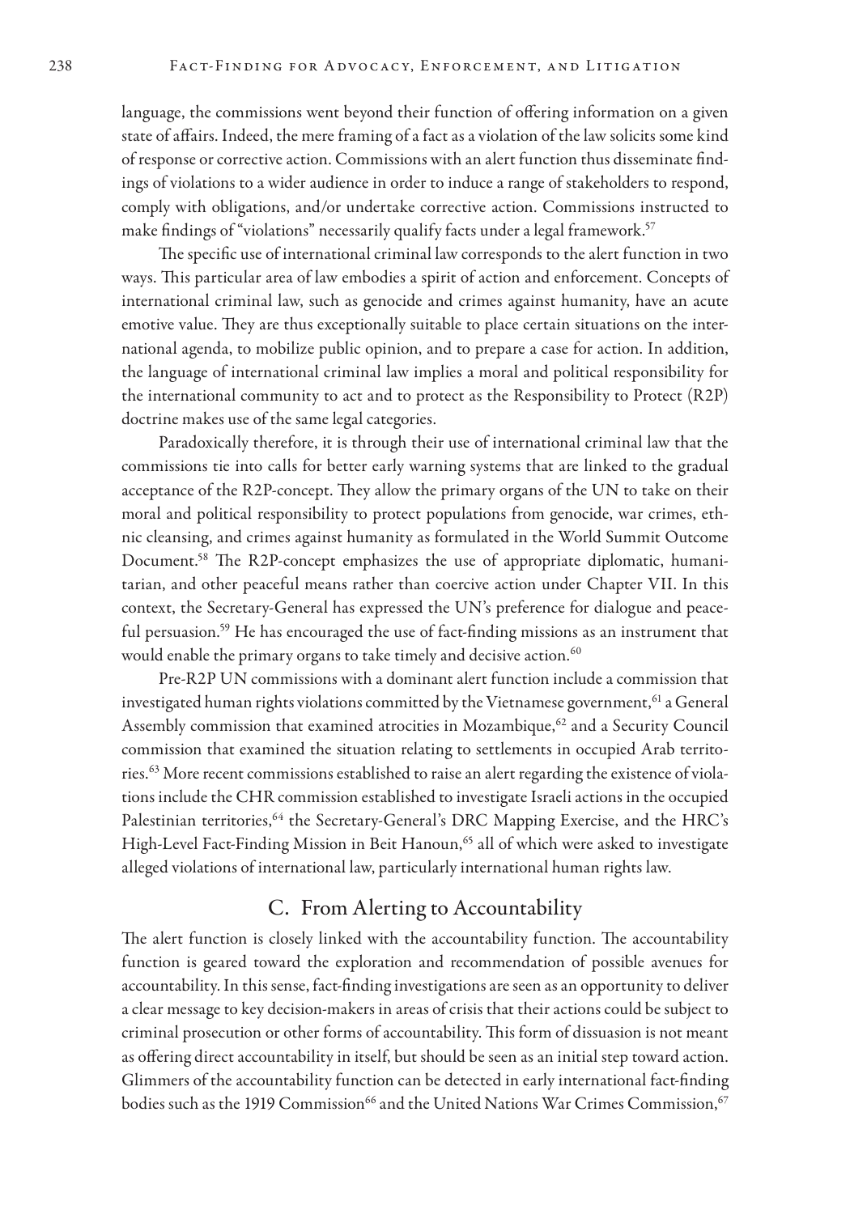language, the commissions went beyond their function of offering information on a given state of affairs. Indeed, the mere framing of a fact as a violation of the law solicits some kind of response or corrective action. Commissions with an alert function thus disseminate findings of violations to a wider audience in order to induce a range of stakeholders to respond, comply with obligations, and/or undertake corrective action. Commissions instructed to make findings of "violations" necessarily qualify facts under a legal framework.[57]

The specific use of international criminal law corresponds to the alert function in two ways. This particular area of law embodies a spirit of action and enforcement. Concepts of international criminal law, such as genocide and crimes against humanity, have an acute emotive value. They are thus exceptionally suitable to place certain situations on the international agenda, to mobilize public opinion, and to prepare a case for action. In addition, the language of international criminal law implies a moral and political responsibility for the international community to act and to protect as the Responsibility to Protect (R2P) doctrine makes use of the same legal categories.

Paradoxically therefore, it is through their use of international criminal law that the commissions tie into calls for better early warning systems that are linked to the gradual acceptance of the R2P-concept. They allow the primary organs of the UN to take on their moral and political responsibility to protect populations from genocide, war crimes, ethnic cleansing, and crimes against humanity as formulated in the World Summit Outcome Document.[58] The R2P-concept emphasizes the use of appropriate diplomatic, humanitarian, and other peaceful means rather than coercive action under Chapter VII. In this context, the Secretary-General has expressed the UN's preference for dialogue and peaceful persuasion.[59] He has encouraged the use of fact-finding missions as an instrument that would enable the primary organs to take timely and decisive action.[60]

Pre-R2P UN commissions with a dominant alert function include a commission that investigated human rights violations committed by the Vietnamese government,[61] a General Assembly commission that examined atrocities in Mozambique,[62] and a Security Council commission that examined the situation relating to settlements in occupied Arab territories.[63] More recent commissions established to raise an alert regarding the existence of violations include the CHR commission established to investigate Israeli actions in the occupied Palestinian territories,[64] the Secretary-General's DRC Mapping Exercise, and the HRC's High-Level Fact-Finding Mission in Beit Hanoun,[65] all of which were asked to investigate alleged violations of international law, particularly international human rights law.

## C. From Alerting to Accountability

The alert function is closely linked with the accountability function. The accountability function is geared toward the exploration and recommendation of possible avenues for accountability. In this sense, fact-finding investigations are seen as an opportunity to deliver a clear message to key decision-makers in areas of crisis that their actions could be subject to criminal prosecution or other forms of accountability. This form of dissuasion is not meant as offering direct accountability in itself, but should be seen as an initial step toward action. Glimmers of the accountability function can be detected in early international fact-finding bodies such as the 1919 Commission[66] and the United Nations War Crimes Commission,[67]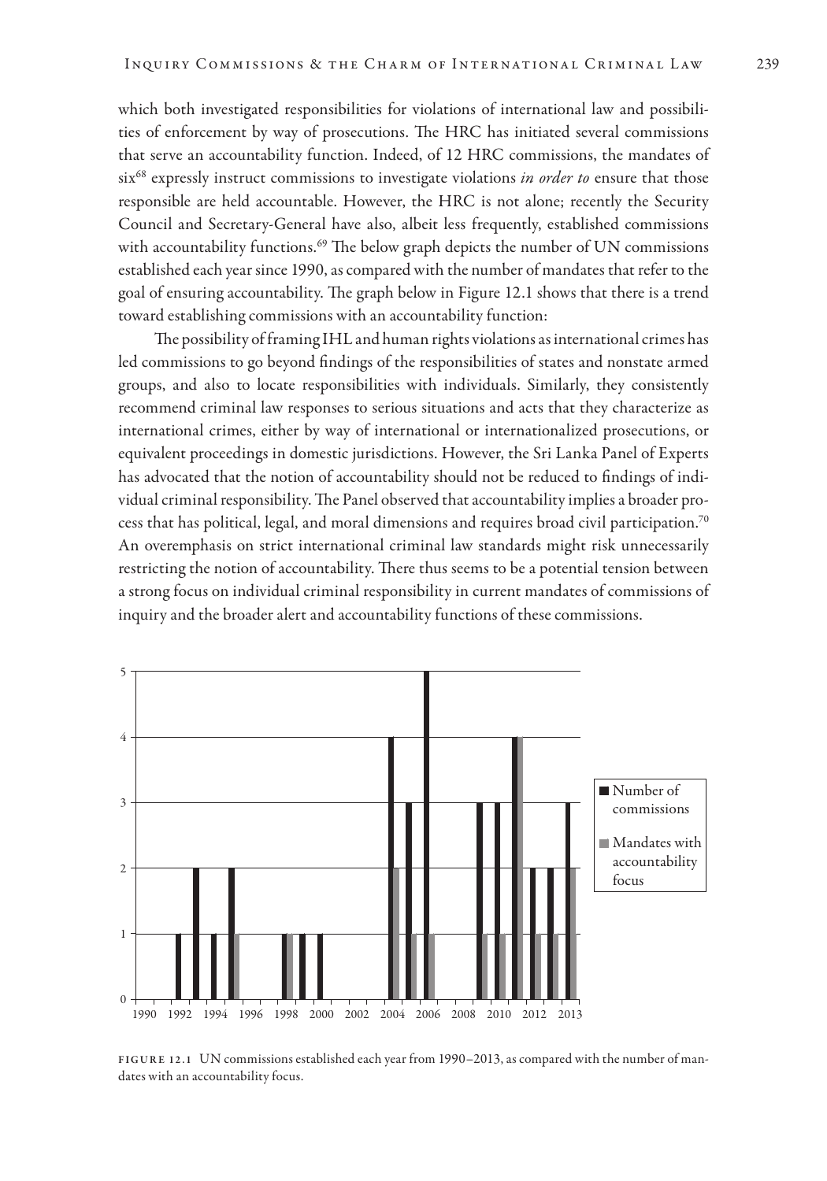which both investigated responsibilities for violations of international law and possibilities of enforcement by way of prosecutions. The HRC has initiated several commissions that serve an accountability function. Indeed, of 12 HRC commissions, the mandates of six[68] expressly instruct commissions to investigate violations *in order to* ensure that those responsible are held accountable. However, the HRC is not alone; recently the Security Council and Secretary-General have also, albeit less frequently, established commissions with accountability functions.[69] The below graph depicts the number of UN commissions established each year since 1990, as compared with the number of mandates that refer to the goal of ensuring accountability. The graph below in Figure 12.1 shows that there is a trend toward establishing commissions with an accountability function:

The possibility of framing IHL and human rights violations as international crimes has led commissions to go beyond findings of the responsibilities of states and nonstate armed groups, and also to locate responsibilities with individuals. Similarly, they consistently recommend criminal law responses to serious situations and acts that they characterize as international crimes, either by way of international or internationalized prosecutions, or equivalent proceedings in domestic jurisdictions. However, the Sri Lanka Panel of Experts has advocated that the notion of accountability should not be reduced to findings of individual criminal responsibility. The Panel observed that accountability implies a broader process that has political, legal, and moral dimensions and requires broad civil participation.[70] An overemphasis on strict international criminal law standards might risk unnecessarily restricting the notion of accountability. There thus seems to be a potential tension between a strong focus on individual criminal responsibility in current mandates of commissions of inquiry and the broader alert and accountability functions of these commissions.

FIGURE 12.1 UN commissions established each year from 1990–2013, as compared with the number of mandates with an accountability focus.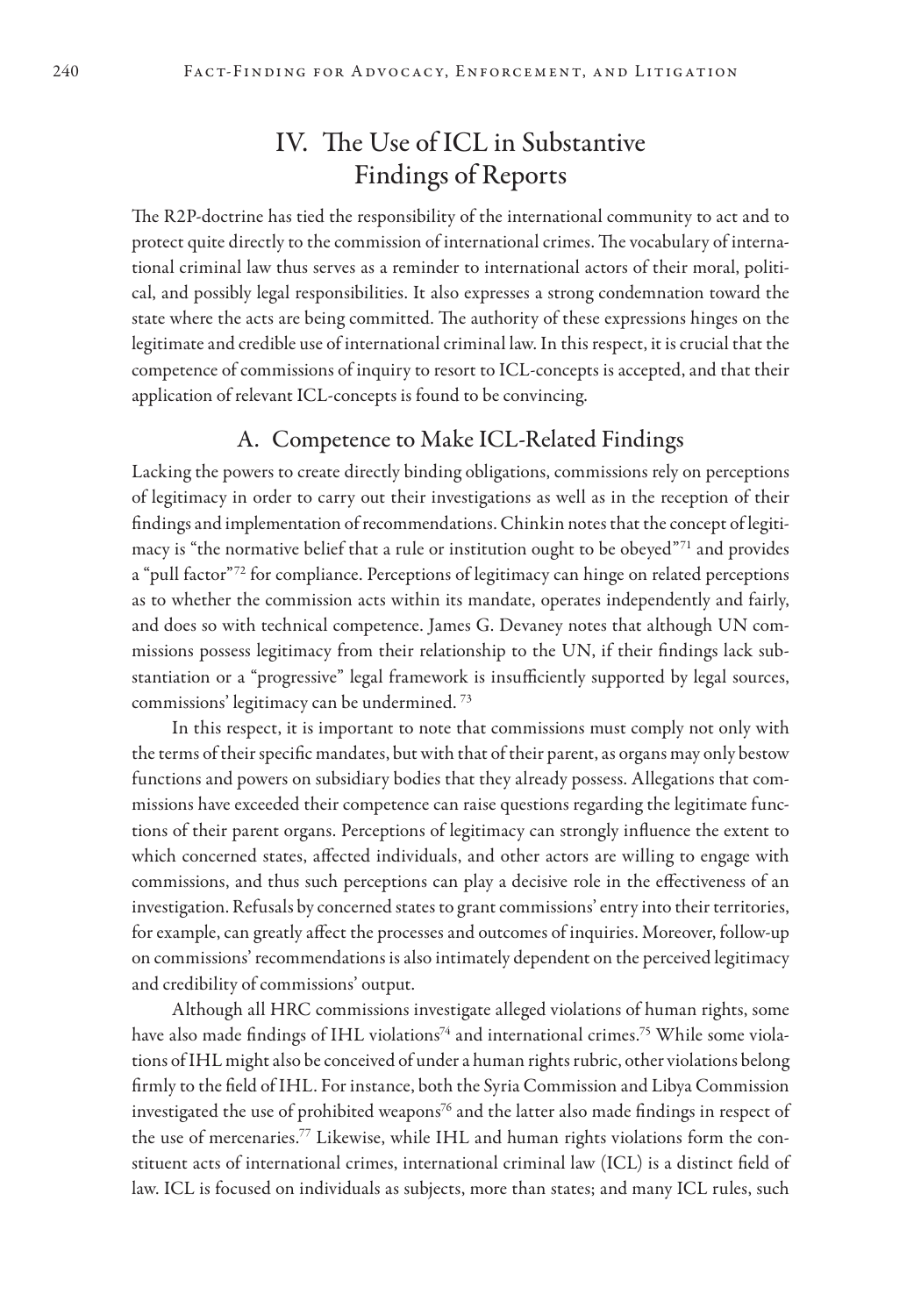# IV. The Use of ICL in Substantive Findings of Reports

The R2P-doctrine has tied the responsibility of the international community to act and to protect quite directly to the commission of international crimes. The vocabulary of international criminal law thus serves as a reminder to international actors of their moral, political, and possibly legal responsibilities. It also expresses a strong condemnation toward the state where the acts are being committed. The authority of these expressions hinges on the legitimate and credible use of international criminal law. In this respect, it is crucial that the competence of commissions of inquiry to resort to ICL-concepts is accepted, and that their application of relevant ICL-concepts is found to be convincing.

## A. Competence to Make ICL-Related Findings

Lacking the powers to create directly binding obligations, commissions rely on perceptions of legitimacy in order to carry out their investigations as well as in the reception of their findings and implementation of recommendations. Chinkin notes that the concept of legitimacy is "the normative belief that a rule or institution ought to be obeyed"[71] and provides a "pull factor"[72] for compliance. Perceptions of legitimacy can hinge on related perceptions as to whether the commission acts within its mandate, operates independently and fairly, and does so with technical competence. James G. Devaney notes that although UN commissions possess legitimacy from their relationship to the UN, if their findings lack substantiation or a "progressive" legal framework is insufficiently supported by legal sources, commissions' legitimacy can be undermined. [73]

In this respect, it is important to note that commissions must comply not only with the terms of their specific mandates, but with that of their parent, as organs may only bestow functions and powers on subsidiary bodies that they already possess. Allegations that commissions have exceeded their competence can raise questions regarding the legitimate functions of their parent organs. Perceptions of legitimacy can strongly influence the extent to which concerned states, affected individuals, and other actors are willing to engage with commissions, and thus such perceptions can play a decisive role in the effectiveness of an investigation. Refusals by concerned states to grant commissions' entry into their territories, for example, can greatly affect the processes and outcomes of inquiries. Moreover, follow-up on commissions' recommendations is also intimately dependent on the perceived legitimacy and credibility of commissions' output.

Although all HRC commissions investigate alleged violations of human rights, some have also made findings of IHL violations[74] and international crimes.[75] While some violations of IHL might also be conceived of under a human rights rubric, other violations belong firmly to the field of IHL. For instance, both the Syria Commission and Libya Commission investigated the use of prohibited weapons[76] and the latter also made findings in respect of the use of mercenaries.[77] Likewise, while IHL and human rights violations form the constituent acts of international crimes, international criminal law (ICL) is a distinct field of law. ICL is focused on individuals as subjects, more than states; and many ICL rules, such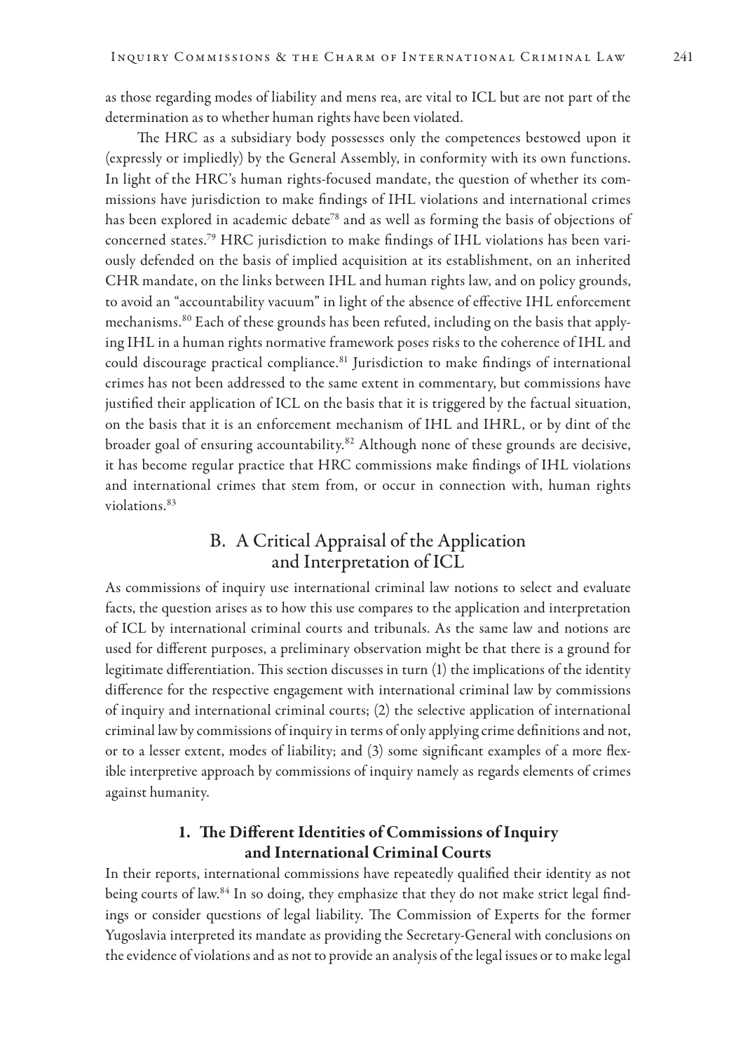as those regarding modes of liability and mens rea, are vital to ICL but are not part of the determination as to whether human rights have been violated.

The HRC as a subsidiary body possesses only the competences bestowed upon it (expressly or impliedly) by the General Assembly, in conformity with its own functions. In light of the HRC's human rights-focused mandate, the question of whether its commissions have jurisdiction to make findings of IHL violations and international crimes has been explored in academic debate[78] and as well as forming the basis of objections of concerned states.[79] HRC jurisdiction to make findings of IHL violations has been variously defended on the basis of implied acquisition at its establishment, on an inherited CHR mandate, on the links between IHL and human rights law, and on policy grounds, to avoid an "accountability vacuum" in light of the absence of effective IHL enforcement mechanisms.[80] Each of these grounds has been refuted, including on the basis that applying IHL in a human rights normative framework poses risks to the coherence of IHL and could discourage practical compliance.[81] Jurisdiction to make findings of international crimes has not been addressed to the same extent in commentary, but commissions have justified their application of ICL on the basis that it is triggered by the factual situation, on the basis that it is an enforcement mechanism of IHL and IHRL, or by dint of the broader goal of ensuring accountability.[82] Although none of these grounds are decisive, it has become regular practice that HRC commissions make findings of IHL violations and international crimes that stem from, or occur in connection with, human rights violations.[83]

## B. A Critical Appraisal of the Application and Interpretation of ICL

As commissions of inquiry use international criminal law notions to select and evaluate facts, the question arises as to how this use compares to the application and interpretation of ICL by international criminal courts and tribunals. As the same law and notions are used for different purposes, a preliminary observation might be that there is a ground for legitimate differentiation. This section discusses in turn (1) the implications of the identity difference for the respective engagement with international criminal law by commissions of inquiry and international criminal courts; (2) the selective application of international criminal law by commissions of inquiry in terms of only applying crime definitions and not, or to a lesser extent, modes of liability; and (3) some significant examples of a more flexible interpretive approach by commissions of inquiry namely as regards elements of crimes against humanity.

### 1. The Different Identities of Commissions of Inquiry and International Criminal Courts

In their reports, international commissions have repeatedly qualified their identity as not being courts of law.[84] In so doing, they emphasize that they do not make strict legal findings or consider questions of legal liability. The Commission of Experts for the former Yugoslavia interpreted its mandate as providing the Secretary-General with conclusions on the evidence of violations and as not to provide an analysis of the legal issues or to make legal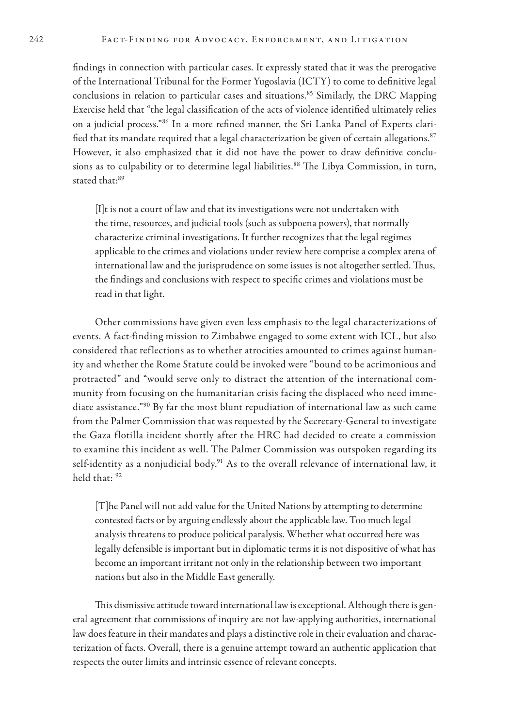findings in connection with particular cases. It expressly stated that it was the prerogative of the International Tribunal for the Former Yugoslavia (ICTY) to come to definitive legal conclusions in relation to particular cases and situations.[85] Similarly, the DRC Mapping Exercise held that "the legal classification of the acts of violence identified ultimately relies on a judicial process."[86] In a more refined manner, the Sri Lanka Panel of Experts clarified that its mandate required that a legal characterization be given of certain allegations.[87] However, it also emphasized that it did not have the power to draw definitive conclusions as to culpability or to determine legal liabilities.[88] The Libya Commission, in turn, stated that:[89]

> [I]t is not a court of law and that its investigations were not undertaken with the time, resources, and judicial tools (such as subpoena powers), that normally characterize criminal investigations. It further recognizes that the legal regimes applicable to the crimes and violations under review here comprise a complex arena of international law and the jurisprudence on some issues is not altogether settled. Thus, the findings and conclusions with respect to specific crimes and violations must be read in that light.

Other commissions have given even less emphasis to the legal characterizations of events. A fact-finding mission to Zimbabwe engaged to some extent with ICL, but also considered that reflections as to whether atrocities amounted to crimes against humanity and whether the Rome Statute could be invoked were "bound to be acrimonious and protracted" and "would serve only to distract the attention of the international community from focusing on the humanitarian crisis facing the displaced who need immediate assistance."[90] By far the most blunt repudiation of international law as such came from the Palmer Commission that was requested by the Secretary-General to investigate the Gaza flotilla incident shortly after the HRC had decided to create a commission to examine this incident as well. The Palmer Commission was outspoken regarding its self-identity as a nonjudicial body.[91] As to the overall relevance of international law, it held that: [92]

> [T]he Panel will not add value for the United Nations by attempting to determine contested facts or by arguing endlessly about the applicable law. Too much legal analysis threatens to produce political paralysis. Whether what occurred here was legally defensible is important but in diplomatic terms it is not dispositive of what has become an important irritant not only in the relationship between two important nations but also in the Middle East generally.

This dismissive attitude toward international law is exceptional. Although there is general agreement that commissions of inquiry are not law-applying authorities, international law does feature in their mandates and plays a distinctive role in their evaluation and characterization of facts. Overall, there is a genuine attempt toward an authentic application that respects the outer limits and intrinsic essence of relevant concepts.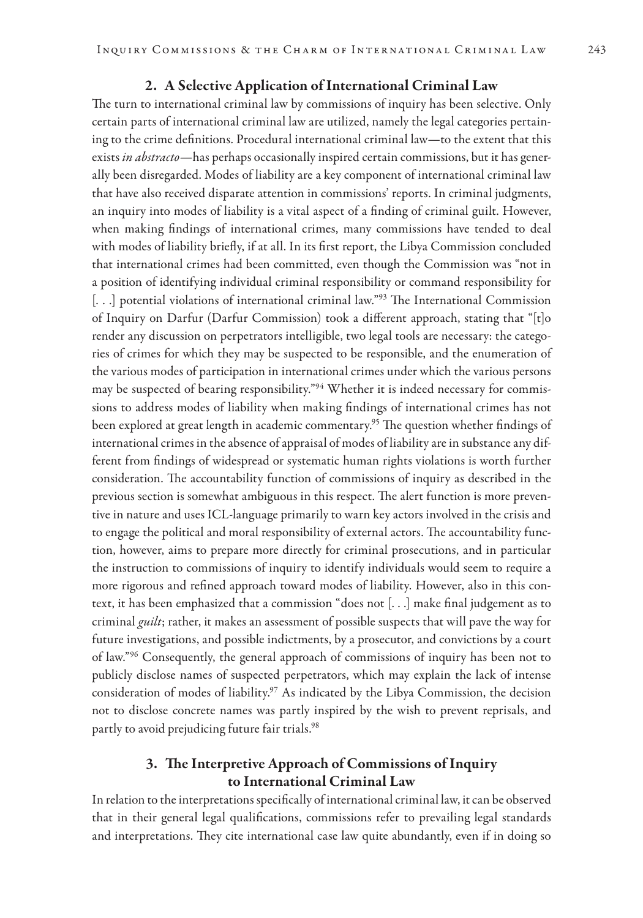## 2. A Selective Application of International Criminal Law

The turn to international criminal law by commissions of inquiry has been selective. Only certain parts of international criminal law are utilized, namely the legal categories pertaining to the crime definitions. Procedural international criminal law—to the extent that this exists *in abstracto*—has perhaps occasionally inspired certain commissions, but it has generally been disregarded. Modes of liability are a key component of international criminal law that have also received disparate attention in commissions' reports. In criminal judgments, an inquiry into modes of liability is a vital aspect of a finding of criminal guilt. However, when making findings of international crimes, many commissions have tended to deal with modes of liability briefly, if at all. In its first report, the Libya Commission concluded that international crimes had been committed, even though the Commission was "not in a position of identifying individual criminal responsibility or command responsibility for [. . .] potential violations of international criminal law."[93] The International Commission of Inquiry on Darfur (Darfur Commission) took a different approach, stating that "[t]o render any discussion on perpetrators intelligible, two legal tools are necessary: the categories of crimes for which they may be suspected to be responsible, and the enumeration of the various modes of participation in international crimes under which the various persons may be suspected of bearing responsibility."[94] Whether it is indeed necessary for commissions to address modes of liability when making findings of international crimes has not been explored at great length in academic commentary.[95] The question whether findings of international crimes in the absence of appraisal of modes of liability are in substance any different from findings of widespread or systematic human rights violations is worth further consideration. The accountability function of commissions of inquiry as described in the previous section is somewhat ambiguous in this respect. The alert function is more preventive in nature and uses ICL-language primarily to warn key actors involved in the crisis and to engage the political and moral responsibility of external actors. The accountability function, however, aims to prepare more directly for criminal prosecutions, and in particular the instruction to commissions of inquiry to identify individuals would seem to require a more rigorous and refined approach toward modes of liability. However, also in this context, it has been emphasized that a commission "does not [. . .] make final judgement as to criminal *guilt*; rather, it makes an assessment of possible suspects that will pave the way for future investigations, and possible indictments, by a prosecutor, and convictions by a court of law."[96] Consequently, the general approach of commissions of inquiry has been not to publicly disclose names of suspected perpetrators, which may explain the lack of intense consideration of modes of liability.[97] As indicated by the Libya Commission, the decision not to disclose concrete names was partly inspired by the wish to prevent reprisals, and partly to avoid prejudicing future fair trials.[98]

## 3. The Interpretive Approach of Commissions of Inquiry to International Criminal Law

In relation to the interpretations specifically of international criminal law, it can be observed that in their general legal qualifications, commissions refer to prevailing legal standards and interpretations. They cite international case law quite abundantly, even if in doing so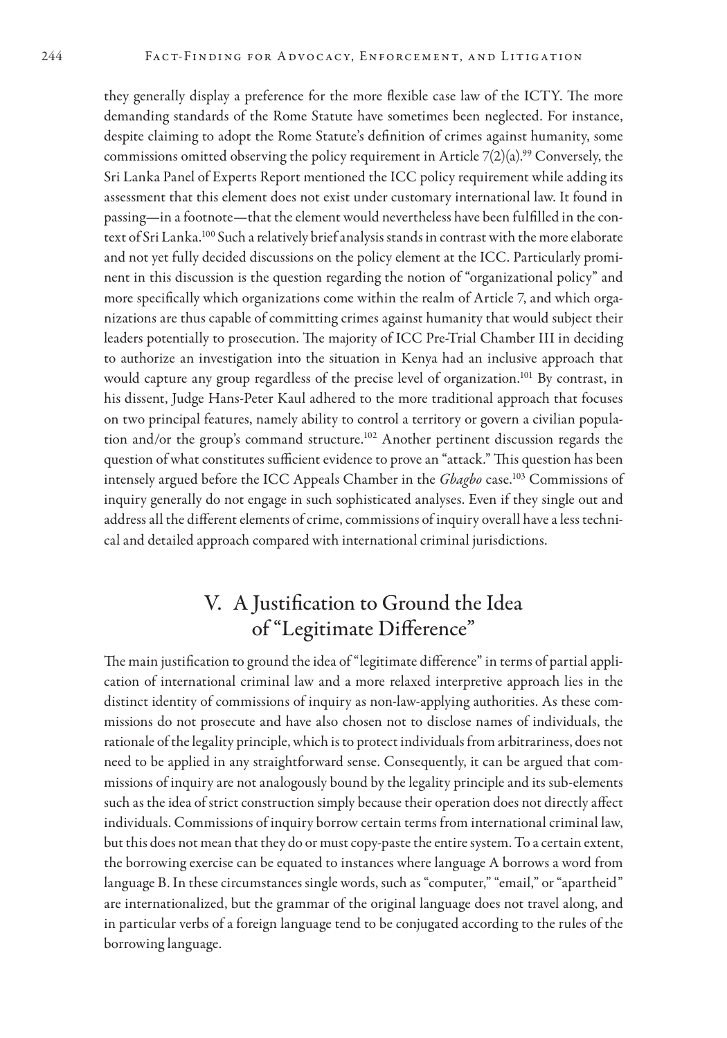they generally display a preference for the more flexible case law of the ICTY. The more demanding standards of the Rome Statute have sometimes been neglected. For instance, despite claiming to adopt the Rome Statute's definition of crimes against humanity, some commissions omitted observing the policy requirement in Article 7(2)(a).[99] Conversely, the Sri Lanka Panel of Experts Report mentioned the ICC policy requirement while adding its assessment that this element does not exist under customary international law. It found in passing—in a footnote—that the element would nevertheless have been fulfilled in the context of Sri Lanka.[100] Such a relatively brief analysis stands in contrast with the more elaborate and not yet fully decided discussions on the policy element at the ICC. Particularly prominent in this discussion is the question regarding the notion of "organizational policy" and more specifically which organizations come within the realm of Article 7, and which organizations are thus capable of committing crimes against humanity that would subject their leaders potentially to prosecution. The majority of ICC Pre-Trial Chamber III in deciding to authorize an investigation into the situation in Kenya had an inclusive approach that would capture any group regardless of the precise level of organization.[101] By contrast, in his dissent, Judge Hans-Peter Kaul adhered to the more traditional approach that focuses on two principal features, namely ability to control a territory or govern a civilian population and/or the group's command structure.[102] Another pertinent discussion regards the question of what constitutes sufficient evidence to prove an "attack." This question has been intensely argued before the ICC Appeals Chamber in the *Gbagbo* case.[103] Commissions of inquiry generally do not engage in such sophisticated analyses. Even if they single out and address all the different elements of crime, commissions of inquiry overall have a less technical and detailed approach compared with international criminal jurisdictions.

## V. A Justification to Ground the Idea of "Legitimate Difference"

The main justification to ground the idea of "legitimate difference" in terms of partial application of international criminal law and a more relaxed interpretive approach lies in the distinct identity of commissions of inquiry as non-law-applying authorities. As these commissions do not prosecute and have also chosen not to disclose names of individuals, the rationale of the legality principle, which is to protect individuals from arbitrariness, does not need to be applied in any straightforward sense. Consequently, it can be argued that commissions of inquiry are not analogously bound by the legality principle and its sub-elements such as the idea of strict construction simply because their operation does not directly affect individuals. Commissions of inquiry borrow certain terms from international criminal law, but this does not mean that they do or must copy-paste the entire system. To a certain extent, the borrowing exercise can be equated to instances where language A borrows a word from language B. In these circumstances single words, such as "computer," "email," or "apartheid" are internationalized, but the grammar of the original language does not travel along, and in particular verbs of a foreign language tend to be conjugated according to the rules of the borrowing language.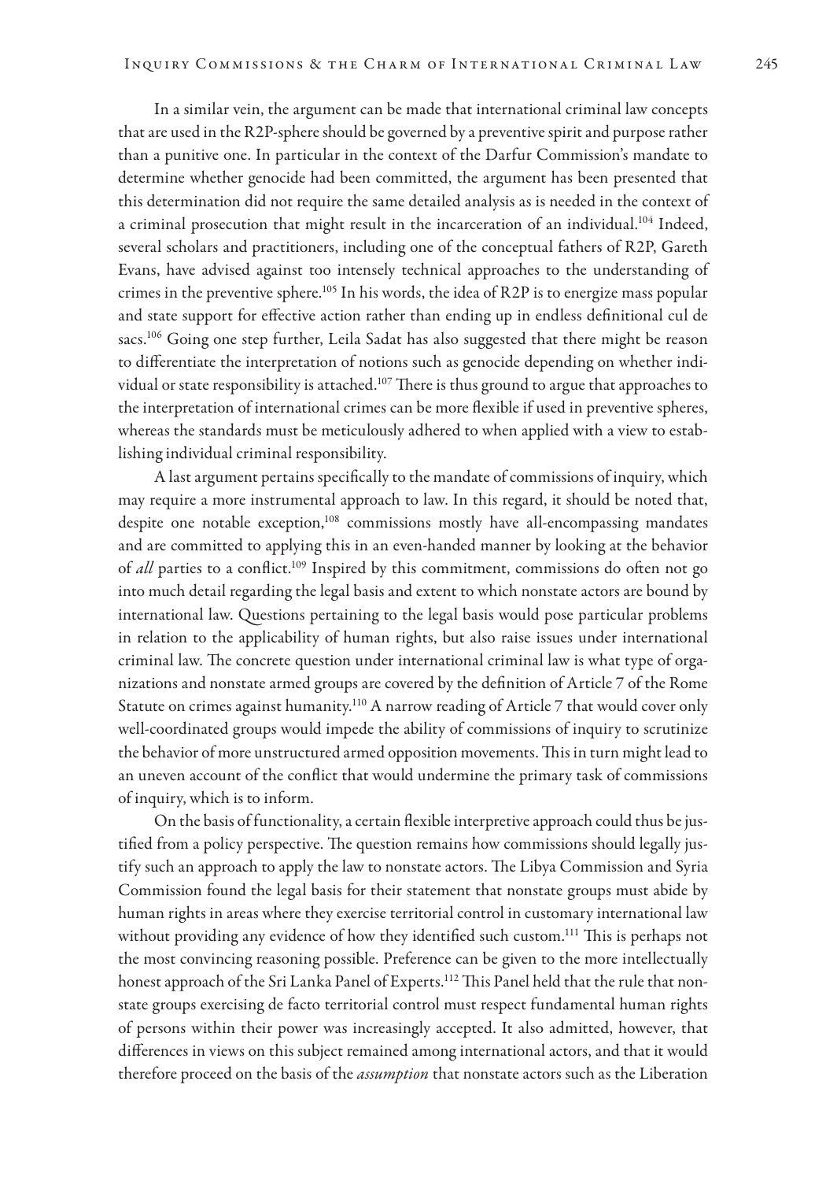In a similar vein, the argument can be made that international criminal law concepts that are used in the R2P-sphere should be governed by a preventive spirit and purpose rather than a punitive one. In particular in the context of the Darfur Commission's mandate to determine whether genocide had been committed, the argument has been presented that this determination did not require the same detailed analysis as is needed in the context of a criminal prosecution that might result in the incarceration of an individual.[104] Indeed, several scholars and practitioners, including one of the conceptual fathers of R2P, Gareth Evans, have advised against too intensely technical approaches to the understanding of crimes in the preventive sphere.[105] In his words, the idea of R2P is to energize mass popular and state support for effective action rather than ending up in endless definitional cul de sacs.[106] Going one step further, Leila Sadat has also suggested that there might be reason to differentiate the interpretation of notions such as genocide depending on whether individual or state responsibility is attached.[107] There is thus ground to argue that approaches to the interpretation of international crimes can be more flexible if used in preventive spheres, whereas the standards must be meticulously adhered to when applied with a view to establishing individual criminal responsibility.

A last argument pertains specifically to the mandate of commissions of inquiry, which may require a more instrumental approach to law. In this regard, it should be noted that, despite one notable exception,[108] commissions mostly have all-encompassing mandates and are committed to applying this in an even-handed manner by looking at the behavior of *all* parties to a conflict.[109] Inspired by this commitment, commissions do often not go into much detail regarding the legal basis and extent to which nonstate actors are bound by international law. Questions pertaining to the legal basis would pose particular problems in relation to the applicability of human rights, but also raise issues under international criminal law. The concrete question under international criminal law is what type of organizations and nonstate armed groups are covered by the definition of Article 7 of the Rome Statute on crimes against humanity.[110] A narrow reading of Article 7 that would cover only well-coordinated groups would impede the ability of commissions of inquiry to scrutinize the behavior of more unstructured armed opposition movements. This in turn might lead to an uneven account of the conflict that would undermine the primary task of commissions of inquiry, which is to inform.

On the basis of functionality, a certain flexible interpretive approach could thus be justified from a policy perspective. The question remains how commissions should legally justify such an approach to apply the law to nonstate actors. The Libya Commission and Syria Commission found the legal basis for their statement that nonstate groups must abide by human rights in areas where they exercise territorial control in customary international law without providing any evidence of how they identified such custom.[111] This is perhaps not the most convincing reasoning possible. Preference can be given to the more intellectually honest approach of the Sri Lanka Panel of Experts.[112] This Panel held that the rule that nonstate groups exercising de facto territorial control must respect fundamental human rights of persons within their power was increasingly accepted. It also admitted, however, that differences in views on this subject remained among international actors, and that it would therefore proceed on the basis of the *assumption* that nonstate actors such as the Liberation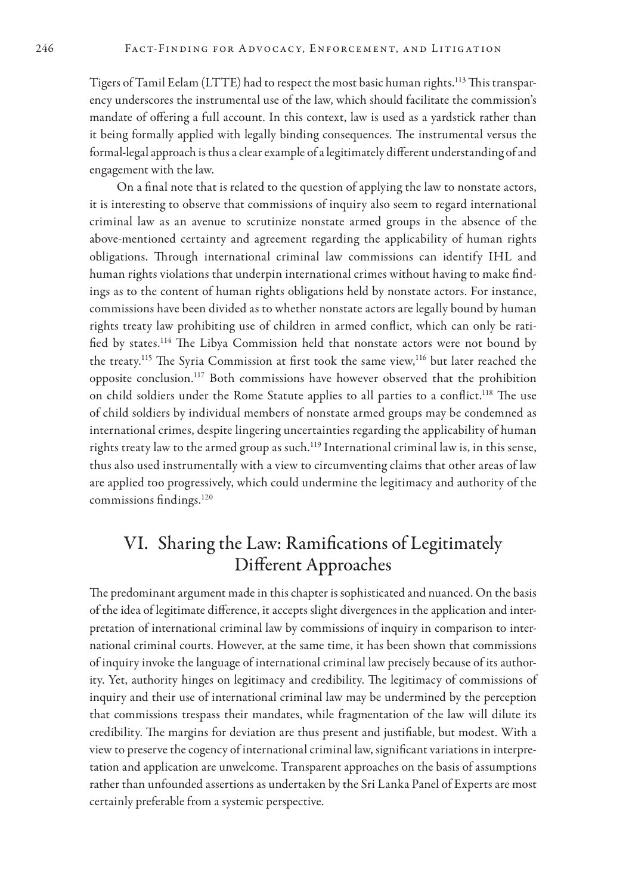Tigers of Tamil Eelam (LTTE) had to respect the most basic human rights.[113] This transparency underscores the instrumental use of the law, which should facilitate the commission's mandate of offering a full account. In this context, law is used as a yardstick rather than it being formally applied with legally binding consequences. The instrumental versus the formal-legal approach is thus a clear example of a legitimately different understanding of and engagement with the law.

On a final note that is related to the question of applying the law to nonstate actors, it is interesting to observe that commissions of inquiry also seem to regard international criminal law as an avenue to scrutinize nonstate armed groups in the absence of the above-mentioned certainty and agreement regarding the applicability of human rights obligations. Through international criminal law commissions can identify IHL and human rights violations that underpin international crimes without having to make findings as to the content of human rights obligations held by nonstate actors. For instance, commissions have been divided as to whether nonstate actors are legally bound by human rights treaty law prohibiting use of children in armed conflict, which can only be ratified by states.[114] The Libya Commission held that nonstate actors were not bound by the treaty.[115] The Syria Commission at first took the same view,[116] but later reached the opposite conclusion.[117] Both commissions have however observed that the prohibition on child soldiers under the Rome Statute applies to all parties to a conflict.[118] The use of child soldiers by individual members of nonstate armed groups may be condemned as international crimes, despite lingering uncertainties regarding the applicability of human rights treaty law to the armed group as such.[119] International criminal law is, in this sense, thus also used instrumentally with a view to circumventing claims that other areas of law are applied too progressively, which could undermine the legitimacy and authority of the commissions findings.[120]

## VI. Sharing the Law: Ramifications of Legitimately Different Approaches

The predominant argument made in this chapter is sophisticated and nuanced. On the basis of the idea of legitimate difference, it accepts slight divergences in the application and interpretation of international criminal law by commissions of inquiry in comparison to international criminal courts. However, at the same time, it has been shown that commissions of inquiry invoke the language of international criminal law precisely because of its authority. Yet, authority hinges on legitimacy and credibility. The legitimacy of commissions of inquiry and their use of international criminal law may be undermined by the perception that commissions trespass their mandates, while fragmentation of the law will dilute its credibility. The margins for deviation are thus present and justifiable, but modest. With a view to preserve the cogency of international criminal law, significant variations in interpretation and application are unwelcome. Transparent approaches on the basis of assumptions rather than unfounded assertions as undertaken by the Sri Lanka Panel of Experts are most certainly preferable from a systemic perspective.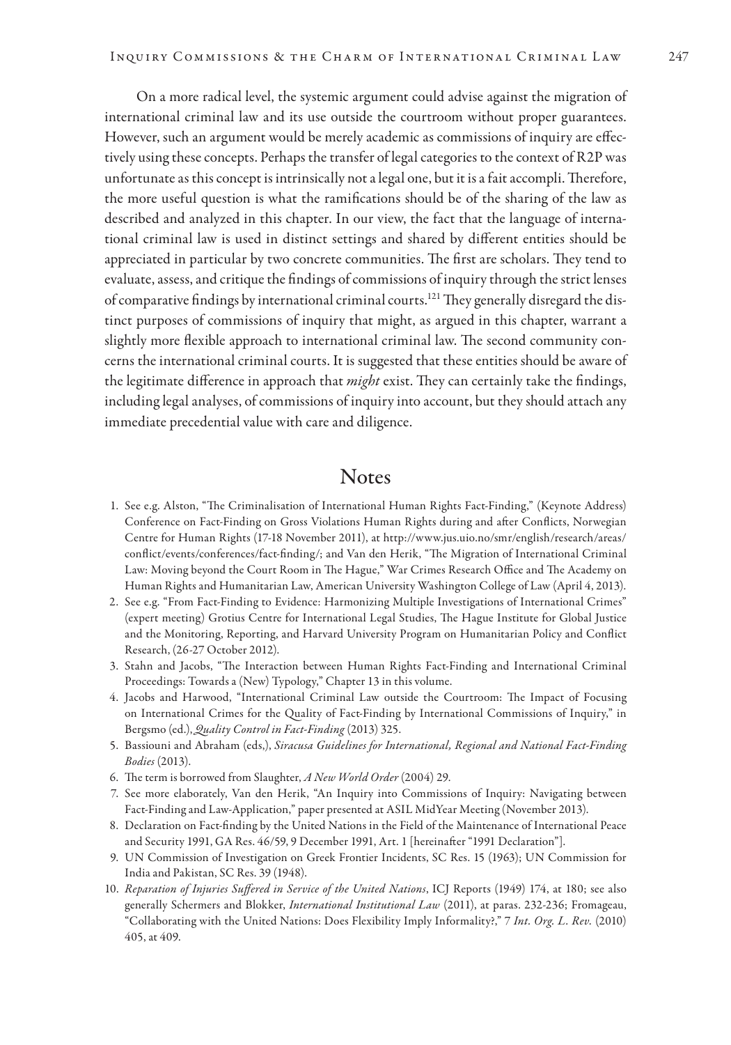On a more radical level, the systemic argument could advise against the migration of international criminal law and its use outside the courtroom without proper guarantees. However, such an argument would be merely academic as commissions of inquiry are effectively using these concepts. Perhaps the transfer of legal categories to the context of R2P was unfortunate as this concept is intrinsically not a legal one, but it is a fait accompli. Therefore, the more useful question is what the ramifications should be of the sharing of the law as described and analyzed in this chapter. In our view, the fact that the language of international criminal law is used in distinct settings and shared by different entities should be appreciated in particular by two concrete communities. The first are scholars. They tend to evaluate, assess, and critique the findings of commissions of inquiry through the strict lenses of comparative findings by international criminal courts.[121] They generally disregard the distinct purposes of commissions of inquiry that might, as argued in this chapter, warrant a slightly more flexible approach to international criminal law. The second community concerns the international criminal courts. It is suggested that these entities should be aware of the legitimate difference in approach that *might* exist. They can certainly take the findings, including legal analyses, of commissions of inquiry into account, but they should attach any immediate precedential value with care and diligence.

## Notes

1. See e.g. Alston, "The Criminalisation of International Human Rights Fact-Finding," (Keynote Address) Conference on Fact-Finding on Gross Violations Human Rights during and after Conflicts, Norwegian Centre for Human Rights (17-18 November 2011), at http://www.jus.uio.no/smr/english/research/areas/conflict/events/conferences/fact-finding/; and Van den Herik, "The Migration of International Criminal Law: Moving beyond the Court Room in The Hague," War Crimes Research Office and The Academy on Human Rights and Humanitarian Law, American University Washington College of Law (April 4, 2013).
2. See e.g. "From Fact-Finding to Evidence: Harmonizing Multiple Investigations of International Crimes" (expert meeting) Grotius Centre for International Legal Studies, The Hague Institute for Global Justice and the Monitoring, Reporting, and Harvard University Program on Humanitarian Policy and Conflict Research, (26-27 October 2012).
3. Stahn and Jacobs, "The Interaction between Human Rights Fact-Finding and International Criminal Proceedings: Towards a (New) Typology," Chapter 13 in this volume.
4. Jacobs and Harwood, "International Criminal Law outside the Courtroom: The Impact of Focusing on International Crimes for the Quality of Fact-Finding by International Commissions of Inquiry," in Bergsmo (ed.), *Quality Control in Fact-Finding* (2013) 325.
5. Bassiouni and Abraham (eds,), *Siracusa Guidelines for International, Regional and National Fact-Finding Bodies* (2013).
6. The term is borrowed from Slaughter, *A New World Order* (2004) 29.
7. See more elaborately, Van den Herik, "An Inquiry into Commissions of Inquiry: Navigating between Fact-Finding and Law-Application," paper presented at ASIL MidYear Meeting (November 2013).
8. Declaration on Fact-finding by the United Nations in the Field of the Maintenance of International Peace and Security 1991, GA Res. 46/59, 9 December 1991, Art. 1 [hereinafter "1991 Declaration"].
9. UN Commission of Investigation on Greek Frontier Incidents, SC Res. 15 (1963); UN Commission for India and Pakistan, SC Res. 39 (1948).
10. *Reparation of Injuries Suffered in Service of the United Nations*, ICJ Reports (1949) 174, at 180; see also generally Schermers and Blokker, *International Institutional Law* (2011), at paras. 232-236; Fromageau, "Collaborating with the United Nations: Does Flexibility Imply Informality?," 7 *Int. Org. L. Rev.* (2010) 405, at 409.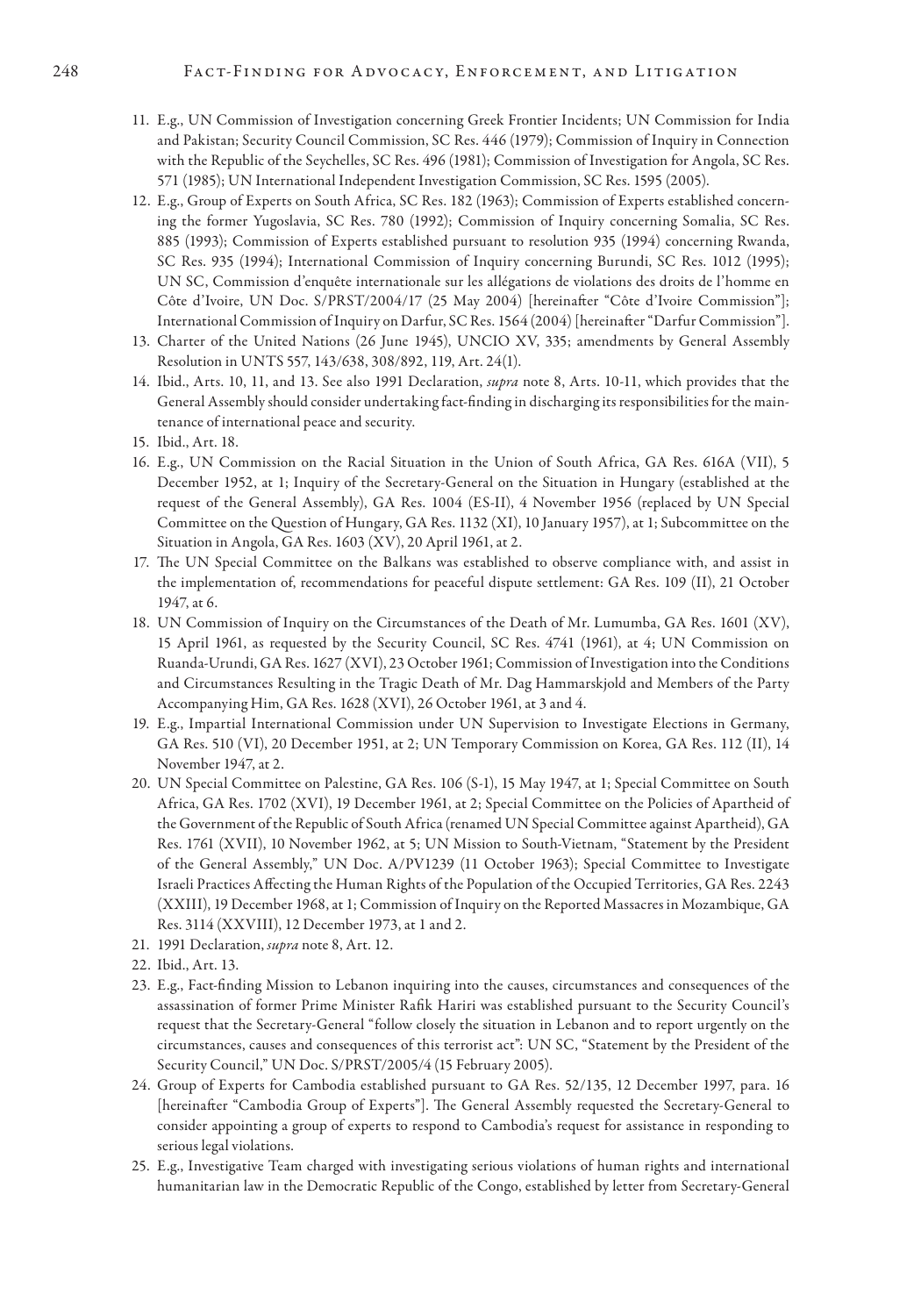11. E.g., UN Commission of Investigation concerning Greek Frontier Incidents; UN Commission for India and Pakistan; Security Council Commission, SC Res. 446 (1979); Commission of Inquiry in Connection with the Republic of the Seychelles, SC Res. 496 (1981); Commission of Investigation for Angola, SC Res. 571 (1985); UN International Independent Investigation Commission, SC Res. 1595 (2005).
12. E.g., Group of Experts on South Africa, SC Res. 182 (1963); Commission of Experts established concerning the former Yugoslavia, SC Res. 780 (1992); Commission of Inquiry concerning Somalia, SC Res. 885 (1993); Commission of Experts established pursuant to resolution 935 (1994) concerning Rwanda, SC Res. 935 (1994); International Commission of Inquiry concerning Burundi, SC Res. 1012 (1995); UN SC, Commission d'enquête internationale sur les allégations de violations des droits de l'homme en Côte d'Ivoire, UN Doc. S/PRST/2004/17 (25 May 2004) [hereinafter "Côte d'Ivoire Commission"]; International Commission of Inquiry on Darfur, SC Res. 1564 (2004) [hereinafter "Darfur Commission"].
13. Charter of the United Nations (26 June 1945), UNCIO XV, 335; amendments by General Assembly Resolution in UNTS 557, 143/638, 308/892, 119, Art. 24(1).
14. Ibid., Arts. 10, 11, and 13. See also 1991 Declaration, *supra* note 8, Arts. 10-11, which provides that the General Assembly should consider undertaking fact-finding in discharging its responsibilities for the maintenance of international peace and security.
15. Ibid., Art. 18.
16. E.g., UN Commission on the Racial Situation in the Union of South Africa, GA Res. 616A (VII), 5 December 1952, at 1; Inquiry of the Secretary-General on the Situation in Hungary (established at the request of the General Assembly), GA Res. 1004 (ES-II), 4 November 1956 (replaced by UN Special Committee on the Question of Hungary, GA Res. 1132 (XI), 10 January 1957), at 1; Subcommittee on the Situation in Angola, GA Res. 1603 (XV), 20 April 1961, at 2.
17. The UN Special Committee on the Balkans was established to observe compliance with, and assist in the implementation of, recommendations for peaceful dispute settlement: GA Res. 109 (II), 21 October 1947, at 6.
18. UN Commission of Inquiry on the Circumstances of the Death of Mr. Lumumba, GA Res. 1601 (XV), 15 April 1961, as requested by the Security Council, SC Res. 4741 (1961), at 4; UN Commission on Ruanda-Urundi, GA Res. 1627 (XVI), 23 October 1961; Commission of Investigation into the Conditions and Circumstances Resulting in the Tragic Death of Mr. Dag Hammarskjold and Members of the Party Accompanying Him, GA Res. 1628 (XVI), 26 October 1961, at 3 and 4.
19. E.g., Impartial International Commission under UN Supervision to Investigate Elections in Germany, GA Res. 510 (VI), 20 December 1951, at 2; UN Temporary Commission on Korea, GA Res. 112 (II), 14 November 1947, at 2.
20. UN Special Committee on Palestine, GA Res. 106 (S-1), 15 May 1947, at 1; Special Committee on South Africa, GA Res. 1702 (XVI), 19 December 1961, at 2; Special Committee on the Policies of Apartheid of the Government of the Republic of South Africa (renamed UN Special Committee against Apartheid), GA Res. 1761 (XVII), 10 November 1962, at 5; UN Mission to South-Vietnam, "Statement by the President of the General Assembly," UN Doc. A/PV1239 (11 October 1963); Special Committee to Investigate Israeli Practices Affecting the Human Rights of the Population of the Occupied Territories, GA Res. 2243 (XXIII), 19 December 1968, at 1; Commission of Inquiry on the Reported Massacres in Mozambique, GA Res. 3114 (XXVIII), 12 December 1973, at 1 and 2.
21. 1991 Declaration, *supra* note 8, Art. 12.
22. Ibid., Art. 13.
23. E.g., Fact-finding Mission to Lebanon inquiring into the causes, circumstances and consequences of the assassination of former Prime Minister Rafik Hariri was established pursuant to the Security Council's request that the Secretary-General "follow closely the situation in Lebanon and to report urgently on the circumstances, causes and consequences of this terrorist act": UN SC, "Statement by the President of the Security Council," UN Doc. S/PRST/2005/4 (15 February 2005).
24. Group of Experts for Cambodia established pursuant to GA Res. 52/135, 12 December 1997, para. 16 [hereinafter "Cambodia Group of Experts"]. The General Assembly requested the Secretary-General to consider appointing a group of experts to respond to Cambodia's request for assistance in responding to serious legal violations.
25. E.g., Investigative Team charged with investigating serious violations of human rights and international humanitarian law in the Democratic Republic of the Congo, established by letter from Secretary-General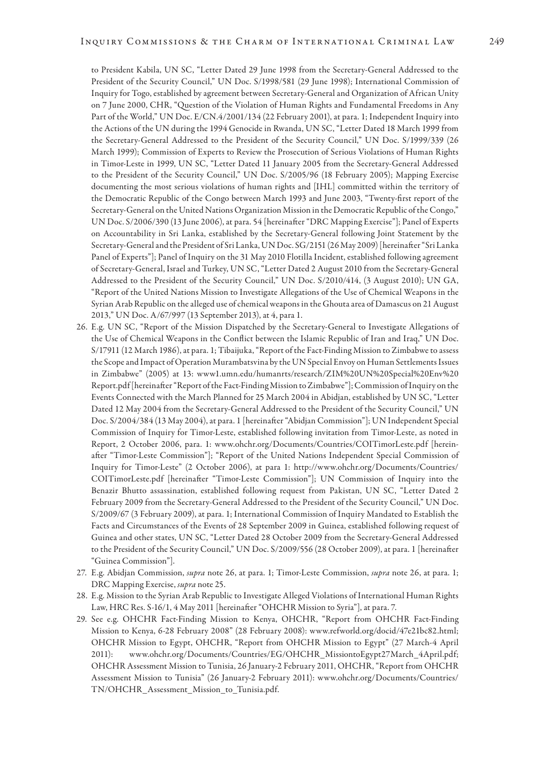to President Kabila, UN SC, "Letter Dated 29 June 1998 from the Secretary-General Addressed to the President of the Security Council," UN Doc. S/1998/581 (29 June 1998); International Commission of Inquiry for Togo, established by agreement between Secretary-General and Organization of African Unity on 7 June 2000, CHR, "Question of the Violation of Human Rights and Fundamental Freedoms in Any Part of the World," UN Doc. E/CN.4/2001/134 (22 February 2001), at para. 1; Independent Inquiry into the Actions of the UN during the 1994 Genocide in Rwanda, UN SC, "Letter Dated 18 March 1999 from the Secretary-General Addressed to the President of the Security Council," UN Doc. S/1999/339 (26 March 1999); Commission of Experts to Review the Prosecution of Serious Violations of Human Rights in Timor-Leste in 1999, UN SC, "Letter Dated 11 January 2005 from the Secretary-General Addressed to the President of the Security Council," UN Doc. S/2005/96 (18 February 2005); Mapping Exercise documenting the most serious violations of human rights and [IHL] committed within the territory of the Democratic Republic of the Congo between March 1993 and June 2003, "Twenty-first report of the Secretary-General on the United Nations Organization Mission in the Democratic Republic of the Congo," UN Doc. S/2006/390 (13 June 2006), at para. 54 [hereinafter "DRC Mapping Exercise"]; Panel of Experts on Accountability in Sri Lanka, established by the Secretary-General following Joint Statement by the Secretary-General and the President of Sri Lanka, UN Doc. SG/2151 (26 May 2009) [hereinafter "Sri Lanka Panel of Experts"]; Panel of Inquiry on the 31 May 2010 Flotilla Incident, established following agreement of Secretary-General, Israel and Turkey, UN SC, "Letter Dated 2 August 2010 from the Secretary-General Addressed to the President of the Security Council," UN Doc. S/2010/414, (3 August 2010); UN GA, "Report of the United Nations Mission to Investigate Allegations of the Use of Chemical Weapons in the Syrian Arab Republic on the alleged use of chemical weapons in the Ghouta area of Damascus on 21 August 2013," UN Doc. A/67/997 (13 September 2013), at 4, para 1.

26. E.g. UN SC, "Report of the Mission Dispatched by the Secretary-General to Investigate Allegations of the Use of Chemical Weapons in the Conflict between the Islamic Republic of Iran and Iraq," UN Doc. S/17911 (12 March 1986), at para. 1; Tibaijuka, "Report of the Fact-Finding Mission to Zimbabwe to assess the Scope and Impact of Operation Murambatsvina by the UN Special Envoy on Human Settlements Issues in Zimbabwe" (2005) at 13: www1.umn.edu/humanrts/research/ZIM%20UN%20Special%20Env%20Report.pdf [hereinafter "Report of the Fact-Finding Mission to Zimbabwe"]; Commission of Inquiry on the Events Connected with the March Planned for 25 March 2004 in Abidjan, established by UN SC, "Letter Dated 12 May 2004 from the Secretary-General Addressed to the President of the Security Council," UN Doc. S/2004/384 (13 May 2004), at para. 1 [hereinafter "Abidjan Commission"]; UN Independent Special Commission of Inquiry for Timor-Leste, established following invitation from Timor-Leste, as noted in Report, 2 October 2006, para. 1: www.ohchr.org/Documents/Countries/COITimorLeste.pdf [hereinafter "Timor-Leste Commission"]; "Report of the United Nations Independent Special Commission of Inquiry for Timor-Leste" (2 October 2006), at para 1: http://www.ohchr.org/Documents/Countries/COITimorLeste.pdf [hereinafter "Timor-Leste Commission"]; UN Commission of Inquiry into the Benazir Bhutto assassination, established following request from Pakistan, UN SC, "Letter Dated 2 February 2009 from the Secretary-General Addressed to the President of the Security Council," UN Doc. S/2009/67 (3 February 2009), at para. 1; International Commission of Inquiry Mandated to Establish the Facts and Circumstances of the Events of 28 September 2009 in Guinea, established following request of Guinea and other states, UN SC, "Letter Dated 28 October 2009 from the Secretary-General Addressed to the President of the Security Council," UN Doc. S/2009/556 (28 October 2009), at para. 1 [hereinafter "Guinea Commission"].

27. E.g. Abidjan Commission, *supra* note 26, at para. 1; Timor-Leste Commission, *supra* note 26, at para. 1; DRC Mapping Exercise, *supra* note 25.

28. E.g. Mission to the Syrian Arab Republic to Investigate Alleged Violations of International Human Rights Law, HRC Res. S-16/1, 4 May 2011 [hereinafter "OHCHR Mission to Syria"], at para. 7.

29. See e.g. OHCHR Fact-Finding Mission to Kenya, OHCHR, "Report from OHCHR Fact-Finding Mission to Kenya, 6-28 February 2008" (28 February 2008): www.refworld.org/docid/47e21bc82.html; OHCHR Mission to Egypt, OHCHR, "Report from OHCHR Mission to Egypt" (27 March-4 April 2011): www.ohchr.org/Documents/Countries/EG/OHCHR_MissiontoEgypt27March_4April.pdf; OHCHR Assessment Mission to Tunisia, 26 January-2 February 2011, OHCHR, "Report from OHCHR Assessment Mission to Tunisia" (26 January-2 February 2011): www.ohchr.org/Documents/Countries/TN/OHCHR_Assessment_Mission_to_Tunisia.pdf.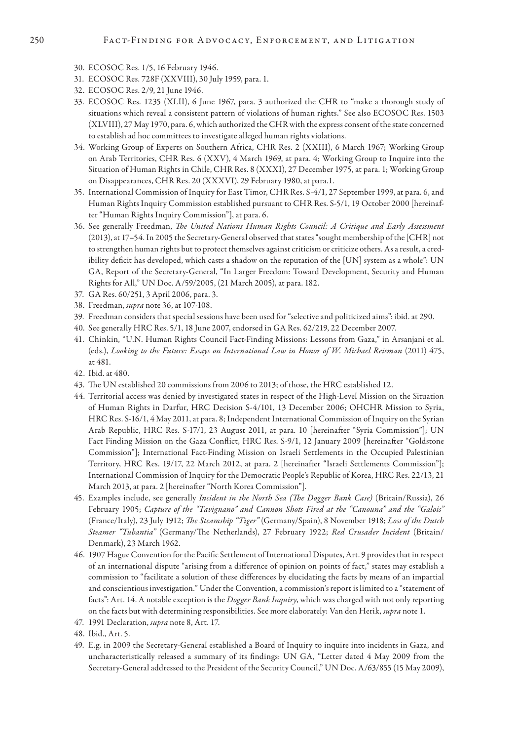30. ECOSOC Res. 1/5, 16 February 1946.
31. ECOSOC Res. 728F (XXVIII), 30 July 1959, para. 1.
32. ECOSOC Res. 2/9, 21 June 1946.
33. ECOSOC Res. 1235 (XLII), 6 June 1967, para. 3 authorized the CHR to "make a thorough study of situations which reveal a consistent pattern of violations of human rights." See also ECOSOC Res. 1503 (XLVIII), 27 May 1970, para. 6, which authorized the CHR with the express consent of the state concerned to establish ad hoc committees to investigate alleged human rights violations.
34. Working Group of Experts on Southern Africa, CHR Res. 2 (XXIII), 6 March 1967; Working Group on Arab Territories, CHR Res. 6 (XXV), 4 March 1969, at para. 4; Working Group to Inquire into the Situation of Human Rights in Chile, CHR Res. 8 (XXXI), 27 December 1975, at para. 1; Working Group on Disappearances, CHR Res. 20 (XXXVI), 29 February 1980, at para.1.
35. International Commission of Inquiry for East Timor, CHR Res. S-4/1, 27 September 1999, at para. 6, and Human Rights Inquiry Commission established pursuant to CHR Res. S-5/1, 19 October 2000 [hereinafter "Human Rights Inquiry Commission"], at para. 6.
36. See generally Freedman, *The United Nations Human Rights Council: A Critique and Early Assessment* (2013), at 17–54. In 2005 the Secretary-General observed that states "sought membership of the [CHR] not to strengthen human rights but to protect themselves against criticism or criticize others. As a result, a credibility deficit has developed, which casts a shadow on the reputation of the [UN] system as a whole": UN GA, Report of the Secretary-General, "In Larger Freedom: Toward Development, Security and Human Rights for All," UN Doc. A/59/2005, (21 March 2005), at para. 182.
37. GA Res. 60/251, 3 April 2006, para. 3.
38. Freedman, *supra* note 36, at 107-108.
39. Freedman considers that special sessions have been used for "selective and politicized aims": ibid. at 290.
40. See generally HRC Res. 5/1, 18 June 2007, endorsed in GA Res. 62/219, 22 December 2007.
41. Chinkin, "U.N. Human Rights Council Fact-Finding Missions: Lessons from Gaza," in Arsanjani et al. (eds.), *Looking to the Future: Essays on International Law in Honor of W. Michael Reisman* (2011) 475, at 481.
42. Ibid. at 480.
43. The UN established 20 commissions from 2006 to 2013; of those, the HRC established 12.
44. Territorial access was denied by investigated states in respect of the High-Level Mission on the Situation of Human Rights in Darfur, HRC Decision S-4/101, 13 December 2006; OHCHR Mission to Syria, HRC Res. S-16/1, 4 May 2011, at para. 8; Independent International Commission of Inquiry on the Syrian Arab Republic, HRC Res. S-17/1, 23 August 2011, at para. 10 [hereinafter "Syria Commission"]; UN Fact Finding Mission on the Gaza Conflict, HRC Res. S-9/1, 12 January 2009 [hereinafter "Goldstone Commission"]; International Fact-Finding Mission on Israeli Settlements in the Occupied Palestinian Territory, HRC Res. 19/17, 22 March 2012, at para. 2 [hereinafter "Israeli Settlements Commission"]; International Commission of Inquiry for the Democratic People's Republic of Korea, HRC Res. 22/13, 21 March 2013, at para. 2 [hereinafter "North Korea Commission"].
45. Examples include, see generally *Incident in the North Sea (The Dogger Bank Case)* (Britain/Russia), 26 February 1905; *Capture of the "Tavignano" and Cannon Shots Fired at the "Canouna" and the "Galois"* (France/Italy), 23 July 1912; *The Steamship "Tiger"* (Germany/Spain), 8 November 1918; *Loss of the Dutch Steamer "Tubantia"* (Germany/The Netherlands), 27 February 1922; *Red Crusader Incident* (Britain/Denmark), 23 March 1962.
46. 1907 Hague Convention for the Pacific Settlement of International Disputes, Art. 9 provides that in respect of an international dispute "arising from a difference of opinion on points of fact," states may establish a commission to "facilitate a solution of these differences by elucidating the facts by means of an impartial and conscientious investigation." Under the Convention, a commission's report is limited to a "statement of facts": Art. 14. A notable exception is the *Dogger Bank Inquiry*, which was charged with not only reporting on the facts but with determining responsibilities. See more elaborately: Van den Herik, *supra* note 1.
47. 1991 Declaration, *supra* note 8, Art. 17.
48. Ibid., Art. 5.
49. E.g. in 2009 the Secretary-General established a Board of Inquiry to inquire into incidents in Gaza, and uncharacteristically released a summary of its findings: UN GA, "Letter dated 4 May 2009 from the Secretary-General addressed to the President of the Security Council," UN Doc. A/63/855 (15 May 2009),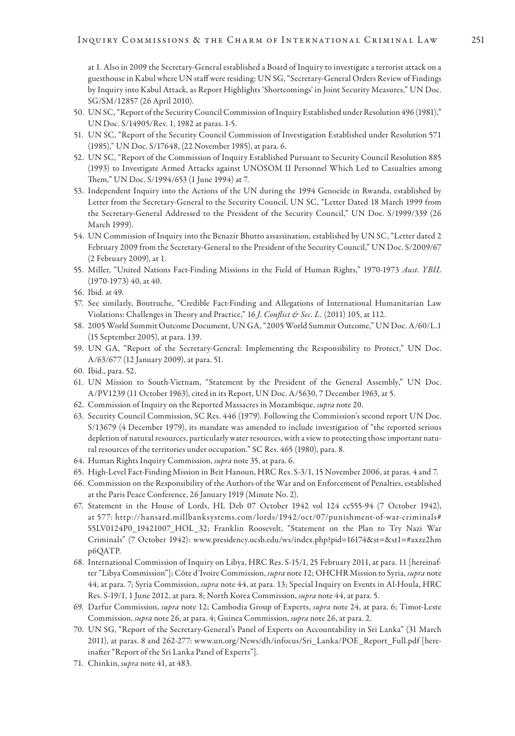at 1. Also in 2009 the Secretary-General established a Board of Inquiry to investigate a terrorist attack on a guesthouse in Kabul where UN staff were residing: UN SG, "Secretary-General Orders Review of Findings by Inquiry into Kabul Attack, as Report Highlights 'Shortcomings' in Joint Security Measures," UN Doc. SG/SM/12857 (26 April 2010).

50. UN SC, "Report of the Security Council Commission of Inquiry Established under Resolution 496 (1981)," UN Doc. S/14905/Rev. 1, 1982 at paras. 1-5.
51. UN SC, "Report of the Security Council Commission of Investigation Established under Resolution 571 (1985)," UN Doc. S/17648, (22 November 1985), at para. 6.
52. UN SC, "Report of the Commission of Inquiry Established Pursuant to Security Council Resolution 885 (1993) to Investigate Armed Attacks against UNOSOM II Personnel Which Led to Casualties among Them," UN Doc. S/1994/653 (1 June 1994) at 7.
53. Independent Inquiry into the Actions of the UN during the 1994 Genocide in Rwanda, established by Letter from the Secretary-General to the Security Council, UN SC, "Letter Dated 18 March 1999 from the Secretary-General Addressed to the President of the Security Council," UN Doc. S/1999/339 (26 March 1999).
54. UN Commission of Inquiry into the Benazir Bhutto assassination, established by UN SC, "Letter dated 2 February 2009 from the Secretary-General to the President of the Security Council," UN Doc. S/2009/67 (2 February 2009), at 1.
55. Miller, "United Nations Fact-Finding Missions in the Field of Human Rights," 1970-1973 *Aust. YBIL* (1970-1973) 40, at 40.
56. Ibid. at 49.
57. See similarly, Boutruche, "Credible Fact-Finding and Allegations of International Humanitarian Law Violations: Challenges in Theory and Practice," 16 *J. Conflict & Sec. L*. (2011) 105, at 112.
58. 2005 World Summit Outcome Document, UN GA, "2005 World Summit Outcome," UN Doc. A/60/L.1 (15 September 2005), at para. 139.
59. UN GA, "Report of the Secretary-General: Implementing the Responsibility to Protect," UN Doc. A/63/677 (12 January 2009), at para. 51.
60. Ibid., para. 52.
61. UN Mission to South-Vietnam, "Statement by the President of the General Assembly," UN Doc. A/PV1239 (11 October 1963), cited in its Report, UN Doc. A/5630, 7 December 1963, at 5.
62. Commission of Inquiry on the Reported Massacres in Mozambique, *supra* note 20.
63. Security Council Commission, SC Res. 446 (1979). Following the Commission's second report UN Doc. S/13679 (4 December 1979), its mandate was amended to include investigation of "the reported serious depletion of natural resources, particularly water resources, with a view to protecting those important natural resources of the territories under occupation." SC Res. 465 (1980), para. 8.
64. Human Rights Inquiry Commission, *supra* note 35, at para. 6.
65. High-Level Fact-Finding Mission in Beit Hanoun, HRC Res. S-3/1, 15 November 2006, at paras. 4 and 7.
66. Commission on the Responsibility of the Authors of the War and on Enforcement of Penalties, established at the Paris Peace Conference, 26 January 1919 (Minute No. 2).
67. Statement in the House of Lords, HL Deb 07 October 1942 vol 124 cc555-94 (7 October 1942), at 577: http://hansard.millbanksystems.com/lords/1942/oct/07/punishment-of-war-criminals#S5LV0124P0_19421007_HOL_32; Franklin Roosevelt, "Statement on the Plan to Try Nazi War Criminals" (7 October 1942): www.presidency.ucsb.edu/ws/index.php?pid=16174&st=&st1=#axzz2hmp6QATP.
68. International Commission of Inquiry on Libya, HRC Res. S-15/1, 25 February 2011, at para. 11 [hereinafter "Libya Commission"]; Côte d'Ivoire Commission, *supra* note 12; OHCHR Mission to Syria, *supra* note 44, at para. 7; Syria Commission, *supra* note 44, at para. 13; Special Inquiry on Events in Al-Houla, HRC Res. S-19/1, 1 June 2012, at para. 8; North Korea Commission, *supra* note 44, at para. 5.
69. Darfur Commission, *supra* note 12; Cambodia Group of Experts, *supra* note 24, at para. 6; Timor-Leste Commission, *supra* note 26, at para. 4; Guinea Commission, *supra* note 26, at para. 2.
70. UN SG, "Report of the Secretary-General's Panel of Experts on Accountability in Sri Lanka" (31 March 2011), at paras. 8 and 262-277: www.un.org/News/dh/infocus/Sri_Lanka/POE_Report_Full.pdf [hereinafter "Report of the Sri Lanka Panel of Experts"].
71. Chinkin, *supra* note 41, at 483.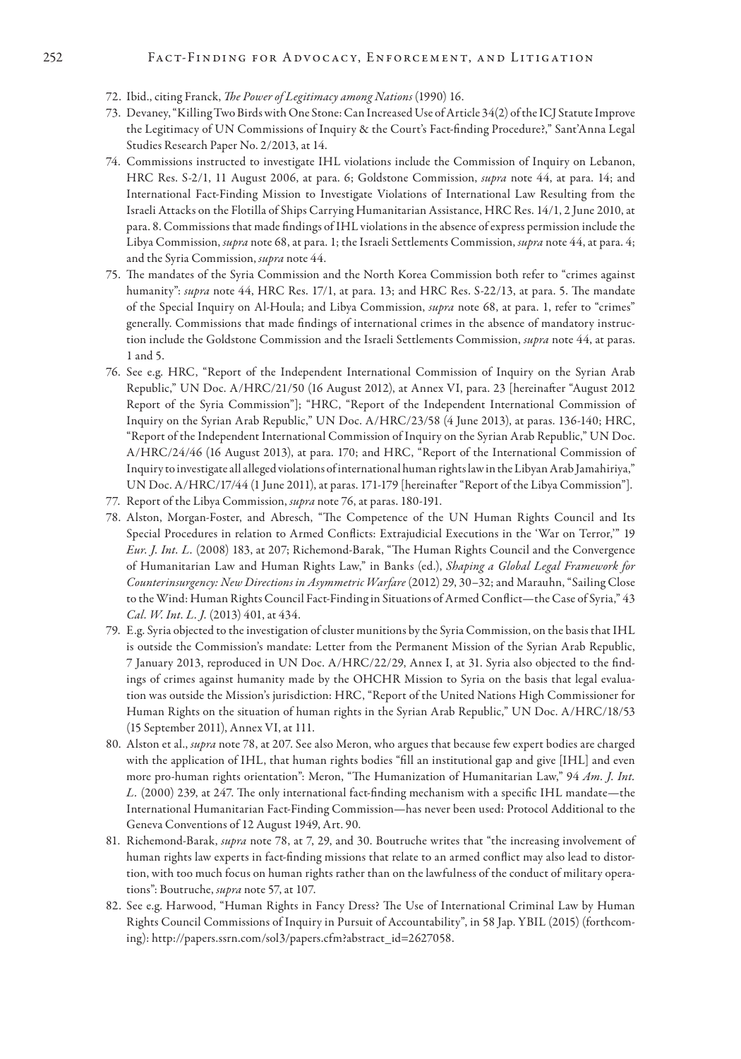72. Ibid., citing Franck, *The Power of Legitimacy among Nations* (1990) 16.
73. Devaney, "Killing Two Birds with One Stone: Can Increased Use of Article 34(2) of the ICJ Statute Improve the Legitimacy of UN Commissions of Inquiry & the Court's Fact-finding Procedure?," Sant'Anna Legal Studies Research Paper No. 2/2013, at 14.
74. Commissions instructed to investigate IHL violations include the Commission of Inquiry on Lebanon, HRC Res. S-2/1, 11 August 2006, at para. 6; Goldstone Commission, *supra* note 44, at para. 14; and International Fact-Finding Mission to Investigate Violations of International Law Resulting from the Israeli Attacks on the Flotilla of Ships Carrying Humanitarian Assistance, HRC Res. 14/1, 2 June 2010, at para. 8. Commissions that made findings of IHL violations in the absence of express permission include the Libya Commission, *supra* note 68, at para. 1; the Israeli Settlements Commission, *supra* note 44, at para. 4; and the Syria Commission, *supra* note 44.
75. The mandates of the Syria Commission and the North Korea Commission both refer to "crimes against humanity": *supra* note 44, HRC Res. 17/1, at para. 13; and HRC Res. S-22/13, at para. 5. The mandate of the Special Inquiry on Al-Houla; and Libya Commission, *supra* note 68, at para. 1, refer to "crimes" generally. Commissions that made findings of international crimes in the absence of mandatory instruction include the Goldstone Commission and the Israeli Settlements Commission, *supra* note 44, at paras. 1 and 5.
76. See e.g. HRC, "Report of the Independent International Commission of Inquiry on the Syrian Arab Republic," UN Doc. A/HRC/21/50 (16 August 2012), at Annex VI, para. 23 [hereinafter "August 2012 Report of the Syria Commission"]; "HRC, "Report of the Independent International Commission of Inquiry on the Syrian Arab Republic," UN Doc. A/HRC/23/58 (4 June 2013), at paras. 136-140; HRC, "Report of the Independent International Commission of Inquiry on the Syrian Arab Republic," UN Doc. A/HRC/24/46 (16 August 2013), at para. 170; and HRC, "Report of the International Commission of Inquiry to investigate all alleged violations of international human rights law in the Libyan Arab Jamahiriya," UN Doc. A/HRC/17/44 (1 June 2011), at paras. 171-179 [hereinafter "Report of the Libya Commission"].
77. Report of the Libya Commission, *supra* note 76, at paras. 180-191.
78. Alston, Morgan-Foster, and Abresch, "The Competence of the UN Human Rights Council and Its Special Procedures in relation to Armed Conflicts: Extrajudicial Executions in the 'War on Terror,'" 19 *Eur. J. Int. L.* (2008) 183, at 207; Richemond-Barak, "The Human Rights Council and the Convergence of Humanitarian Law and Human Rights Law," in Banks (ed.), *Shaping a Global Legal Framework for Counterinsurgency: New Directions in Asymmetric Warfare* (2012) 29, 30–32; and Marauhn, "Sailing Close to the Wind: Human Rights Council Fact-Finding in Situations of Armed Conflict—the Case of Syria," 43 *Cal. W. Int. L. J.* (2013) 401, at 434.
79. E.g. Syria objected to the investigation of cluster munitions by the Syria Commission, on the basis that IHL is outside the Commission's mandate: Letter from the Permanent Mission of the Syrian Arab Republic, 7 January 2013, reproduced in UN Doc. A/HRC/22/29, Annex I, at 31. Syria also objected to the findings of crimes against humanity made by the OHCHR Mission to Syria on the basis that legal evaluation was outside the Mission's jurisdiction: HRC, "Report of the United Nations High Commissioner for Human Rights on the situation of human rights in the Syrian Arab Republic," UN Doc. A/HRC/18/53 (15 September 2011), Annex VI, at 111.
80. Alston et al., *supra* note 78, at 207. See also Meron, who argues that because few expert bodies are charged with the application of IHL, that human rights bodies "fill an institutional gap and give [IHL] and even more pro-human rights orientation": Meron, "The Humanization of Humanitarian Law," 94 *Am. J. Int. L.* (2000) 239, at 247. The only international fact-finding mechanism with a specific IHL mandate—the International Humanitarian Fact-Finding Commission—has never been used: Protocol Additional to the Geneva Conventions of 12 August 1949, Art. 90.
81. Richemond-Barak, *supra* note 78, at 7, 29, and 30. Boutruche writes that "the increasing involvement of human rights law experts in fact-finding missions that relate to an armed conflict may also lead to distortion, with too much focus on human rights rather than on the lawfulness of the conduct of military operations": Boutruche, *supra* note 57, at 107.
82. See e.g. Harwood, "Human Rights in Fancy Dress? The Use of International Criminal Law by Human Rights Council Commissions of Inquiry in Pursuit of Accountability", in 58 Jap. YBIL (2015) (forthcoming): http://papers.ssrn.com/sol3/papers.cfm?abstract_id=2627058.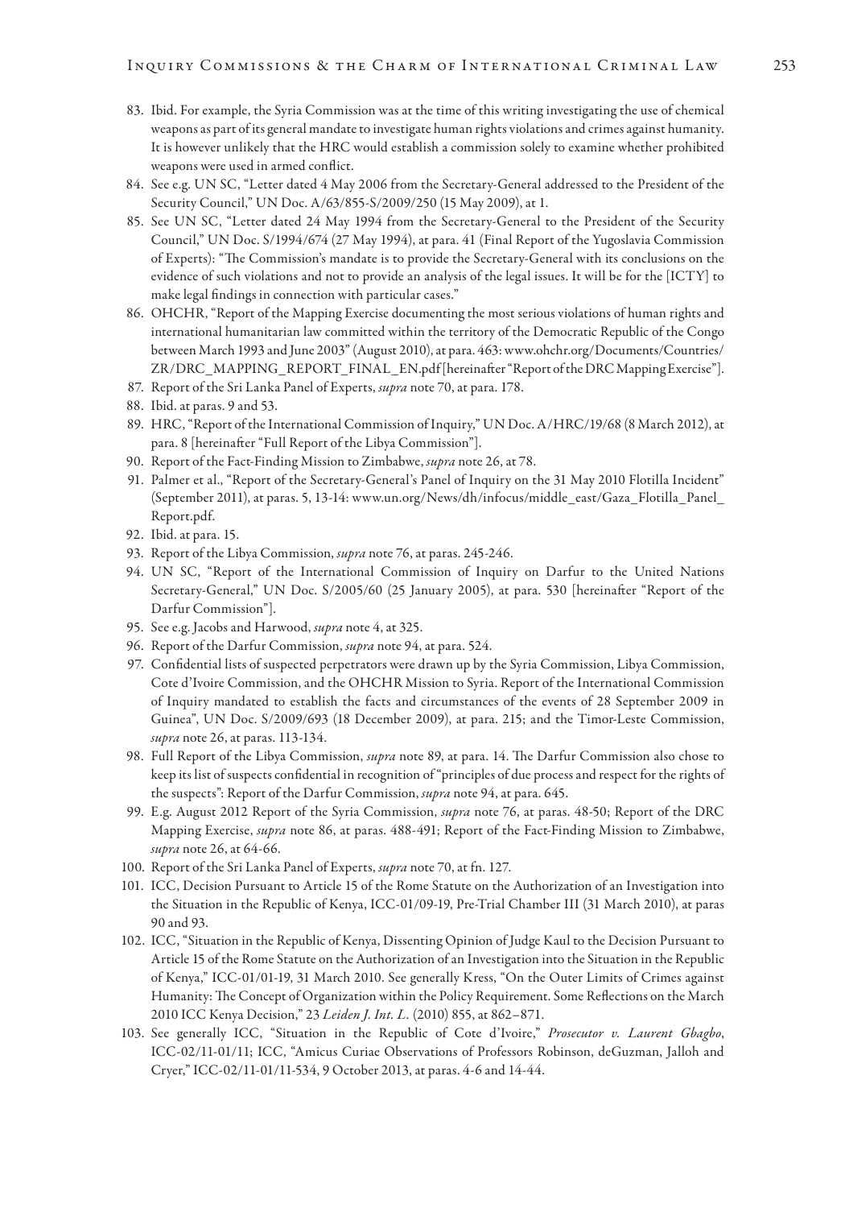83. Ibid. For example, the Syria Commission was at the time of this writing investigating the use of chemical weapons as part of its general mandate to investigate human rights violations and crimes against humanity. It is however unlikely that the HRC would establish a commission solely to examine whether prohibited weapons were used in armed conflict.
84. See e.g. UN SC, "Letter dated 4 May 2006 from the Secretary-General addressed to the President of the Security Council," UN Doc. A/63/855-S/2009/250 (15 May 2009), at 1.
85. See UN SC, "Letter dated 24 May 1994 from the Secretary-General to the President of the Security Council," UN Doc. S/1994/674 (27 May 1994), at para. 41 (Final Report of the Yugoslavia Commission of Experts): "The Commission's mandate is to provide the Secretary-General with its conclusions on the evidence of such violations and not to provide an analysis of the legal issues. It will be for the [ICTY] to make legal findings in connection with particular cases."
86. OHCHR, "Report of the Mapping Exercise documenting the most serious violations of human rights and international humanitarian law committed within the territory of the Democratic Republic of the Congo between March 1993 and June 2003" (August 2010), at para. 463: www.ohchr.org/Documents/Countries/ZR/DRC_MAPPING_REPORT_FINAL_EN.pdf [hereinafter "Report of the DRC Mapping Exercise"].
87. Report of the Sri Lanka Panel of Experts, *supra* note 70, at para. 178.
88. Ibid. at paras. 9 and 53.
89. HRC, "Report of the International Commission of Inquiry," UN Doc. A/HRC/19/68 (8 March 2012), at para. 8 [hereinafter "Full Report of the Libya Commission"].
90. Report of the Fact-Finding Mission to Zimbabwe, *supra* note 26, at 78.
91. Palmer et al., "Report of the Secretary-General's Panel of Inquiry on the 31 May 2010 Flotilla Incident" (September 2011), at paras. 5, 13-14: www.un.org/News/dh/infocus/middle_east/Gaza_Flotilla_Panel_Report.pdf.
92. Ibid. at para. 15.
93. Report of the Libya Commission, *supra* note 76, at paras. 245-246.
94. UN SC, "Report of the International Commission of Inquiry on Darfur to the United Nations Secretary-General," UN Doc. S/2005/60 (25 January 2005), at para. 530 [hereinafter "Report of the Darfur Commission"].
95. See e.g. Jacobs and Harwood, *supra* note 4, at 325.
96. Report of the Darfur Commission, *supra* note 94, at para. 524.
97. Confidential lists of suspected perpetrators were drawn up by the Syria Commission, Libya Commission, Cote d'Ivoire Commission, and the OHCHR Mission to Syria. Report of the International Commission of Inquiry mandated to establish the facts and circumstances of the events of 28 September 2009 in Guinea", UN Doc. S/2009/693 (18 December 2009), at para. 215; and the Timor-Leste Commission, *supra* note 26, at paras. 113-134.
98. Full Report of the Libya Commission, *supra* note 89, at para. 14. The Darfur Commission also chose to keep its list of suspects confidential in recognition of "principles of due process and respect for the rights of the suspects": Report of the Darfur Commission, *supra* note 94, at para. 645.
99. E.g. August 2012 Report of the Syria Commission, *supra* note 76, at paras. 48-50; Report of the DRC Mapping Exercise, *supra* note 86, at paras. 488-491; Report of the Fact-Finding Mission to Zimbabwe, *supra* note 26, at 64-66.
100. Report of the Sri Lanka Panel of Experts, *supra* note 70, at fn. 127.
101. ICC, Decision Pursuant to Article 15 of the Rome Statute on the Authorization of an Investigation into the Situation in the Republic of Kenya, ICC-01/09-19, Pre-Trial Chamber III (31 March 2010), at paras 90 and 93.
102. ICC, "Situation in the Republic of Kenya, Dissenting Opinion of Judge Kaul to the Decision Pursuant to Article 15 of the Rome Statute on the Authorization of an Investigation into the Situation in the Republic of Kenya," ICC-01/01-19, 31 March 2010. See generally Kress, "On the Outer Limits of Crimes against Humanity: The Concept of Organization within the Policy Requirement. Some Reflections on the March 2010 ICC Kenya Decision," 23 *Leiden J. Int. L.* (2010) 855, at 862–871.
103. See generally ICC, "Situation in the Republic of Cote d'Ivoire," *Prosecutor v. Laurent Gbagbo*, ICC-02/11-01/11; ICC, "Amicus Curiae Observations of Professors Robinson, deGuzman, Jalloh and Cryer," ICC-02/11-01/11-534, 9 October 2013, at paras. 4-6 and 14-44.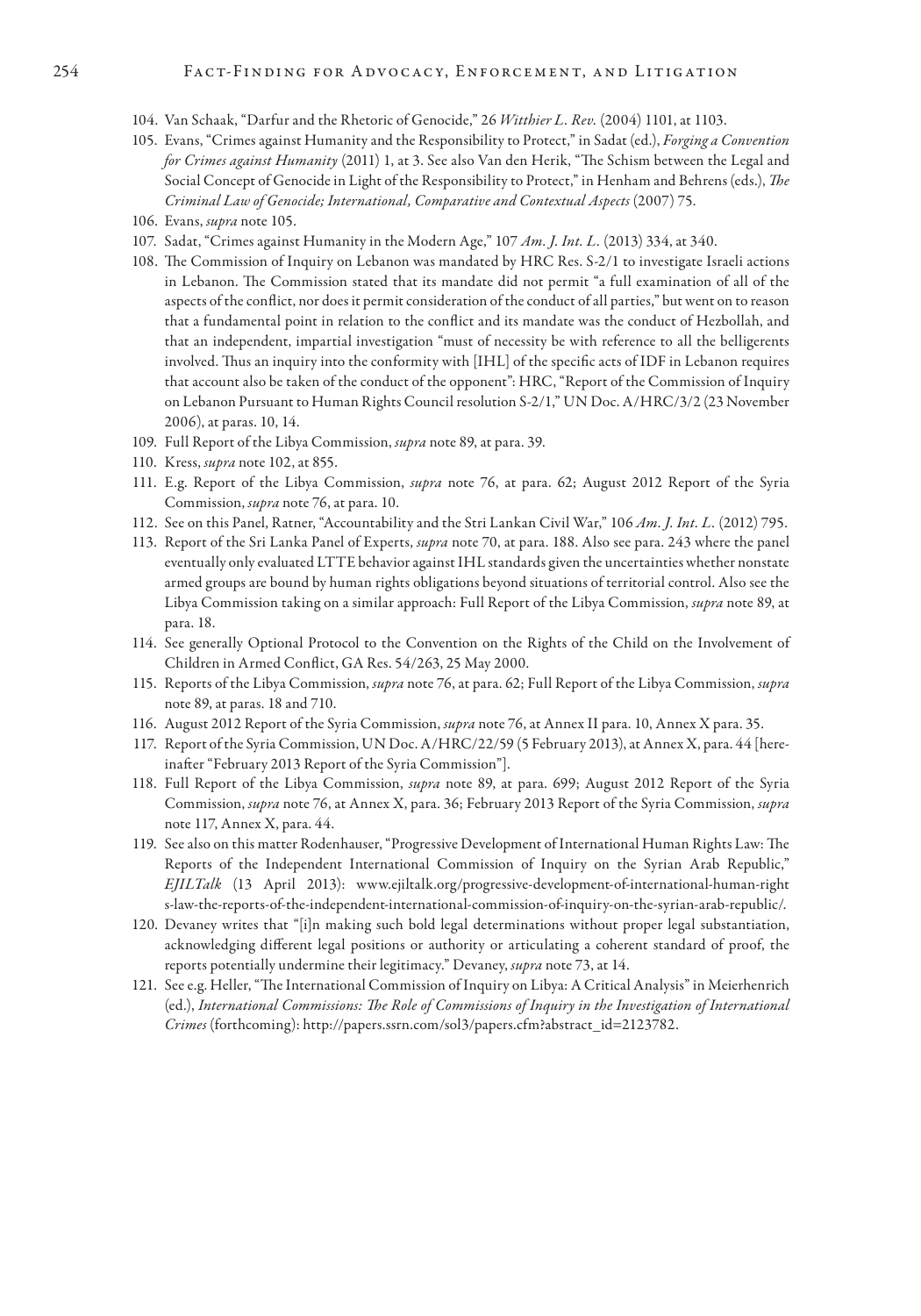104. Van Schaak, "Darfur and the Rhetoric of Genocide," 26 *Witthier L. Rev.* (2004) 1101, at 1103.
105. Evans, "Crimes against Humanity and the Responsibility to Protect," in Sadat (ed.), *Forging a Convention for Crimes against Humanity* (2011) 1, at 3. See also Van den Herik, "The Schism between the Legal and Social Concept of Genocide in Light of the Responsibility to Protect," in Henham and Behrens (eds.), *The Criminal Law of Genocide; International, Comparative and Contextual Aspects* (2007) 75.
106. Evans, *supra* note 105.
107. Sadat, "Crimes against Humanity in the Modern Age," 107 *Am. J. Int. L.* (2013) 334, at 340.
108. The Commission of Inquiry on Lebanon was mandated by HRC Res. S-2/1 to investigate Israeli actions in Lebanon. The Commission stated that its mandate did not permit "a full examination of all of the aspects of the conflict, nor does it permit consideration of the conduct of all parties," but went on to reason that a fundamental point in relation to the conflict and its mandate was the conduct of Hezbollah, and that an independent, impartial investigation "must of necessity be with reference to all the belligerents involved. Thus an inquiry into the conformity with [IHL] of the specific acts of IDF in Lebanon requires that account also be taken of the conduct of the opponent": HRC, "Report of the Commission of Inquiry on Lebanon Pursuant to Human Rights Council resolution S-2/1," UN Doc. A/HRC/3/2 (23 November 2006), at paras. 10, 14.
109. Full Report of the Libya Commission, *supra* note 89, at para. 39.
110. Kress, *supra* note 102, at 855.
111. E.g. Report of the Libya Commission, *supra* note 76, at para. 62; August 2012 Report of the Syria Commission, *supra* note 76, at para. 10.
112. See on this Panel, Ratner, "Accountability and the Stri Lankan Civil War," 106 *Am. J. Int. L.* (2012) 795.
113. Report of the Sri Lanka Panel of Experts, *supra* note 70, at para. 188. Also see para. 243 where the panel eventually only evaluated LTTE behavior against IHL standards given the uncertainties whether nonstate armed groups are bound by human rights obligations beyond situations of territorial control. Also see the Libya Commission taking on a similar approach: Full Report of the Libya Commission, *supra* note 89, at para. 18.
114. See generally Optional Protocol to the Convention on the Rights of the Child on the Involvement of Children in Armed Conflict, GA Res. 54/263, 25 May 2000.
115. Reports of the Libya Commission, *supra* note 76, at para. 62; Full Report of the Libya Commission, *supra* note 89, at paras. 18 and 710.
116. August 2012 Report of the Syria Commission, *supra* note 76, at Annex II para. 10, Annex X para. 35.
117. Report of the Syria Commission, UN Doc. A/HRC/22/59 (5 February 2013), at Annex X, para. 44 [hereinafter "February 2013 Report of the Syria Commission"].
118. Full Report of the Libya Commission, *supra* note 89, at para. 699; August 2012 Report of the Syria Commission, *supra* note 76, at Annex X, para. 36; February 2013 Report of the Syria Commission, *supra* note 117, Annex X, para. 44.
119. See also on this matter Rodenhauser, "Progressive Development of International Human Rights Law: The Reports of the Independent International Commission of Inquiry on the Syrian Arab Republic," *EJILTalk* (13 April 2013): www.ejiltalk.org/progressive-development-of-international-human-rights-law-the-reports-of-the-independent-international-commission-of-inquiry-on-the-syrian-arab-republic/.
120. Devaney writes that "[i]n making such bold legal determinations without proper legal substantiation, acknowledging different legal positions or authority or articulating a coherent standard of proof, the reports potentially undermine their legitimacy." Devaney, *supra* note 73, at 14.
121. See e.g. Heller, "The International Commission of Inquiry on Libya: A Critical Analysis" in Meierhenrich (ed.), *International Commissions: The Role of Commissions of Inquiry in the Investigation of International Crimes* (forthcoming): http://papers.ssrn.com/sol3/papers.cfm?abstract_id=2123782.